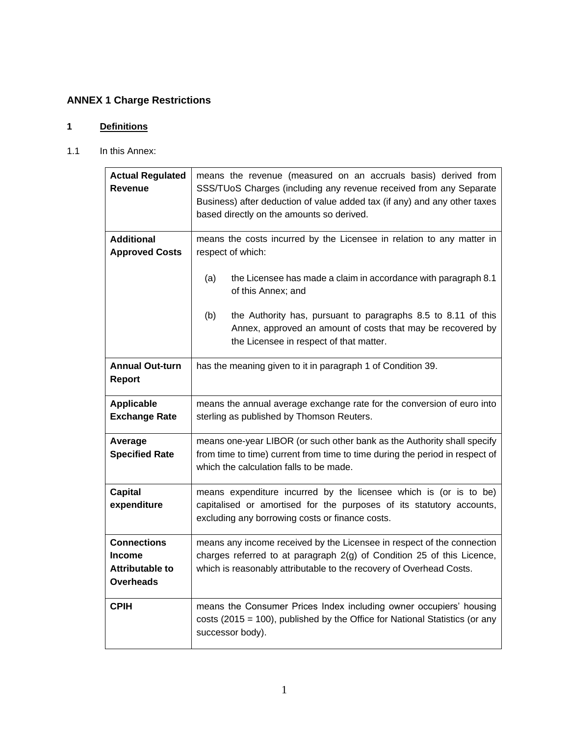# ANNEX 1 Charge Restrictions

## 1 Definitions

1.1 In this Annex:

| | |
|---|---|
| **Actual Regulated Revenue** | means the revenue (measured on an accruals basis) derived from SSS/TUoS Charges (including any revenue received from any Separate Business) after deduction of value added tax (if any) and any other taxes based directly on the amounts so derived. |
| **Additional Approved Costs** | means the costs incurred by the Licensee in relation to any matter in respect of which: (a) the Licensee has made a claim in accordance with paragraph 8.1 of this Annex; and (b) the Authority has, pursuant to paragraphs 8.5 to 8.11 of this Annex, approved an amount of costs that may be recovered by the Licensee in respect of that matter. |
| **Annual Out-turn Report** | has the meaning given to it in paragraph 1 of Condition 39. |
| **Applicable Exchange Rate** | means the annual average exchange rate for the conversion of euro into sterling as published by Thomson Reuters. |
| **Average Specified Rate** | means one-year LIBOR (or such other bank as the Authority shall specify from time to time) current from time to time during the period in respect of which the calculation falls to be made. |
| **Capital expenditure** | means expenditure incurred by the licensee which is (or is to be) capitalised or amortised for the purposes of its statutory accounts, excluding any borrowing costs or finance costs. |
| **Connections Income Attributable to Overheads** | means any income received by the Licensee in respect of the connection charges referred to at paragraph 2(g) of Condition 25 of this Licence, which is reasonably attributable to the recovery of Overhead Costs. |
| **CPIH** | means the Consumer Prices Index including owner occupiers' housing costs (2015 = 100), published by the Office for National Statistics (or any successor body). |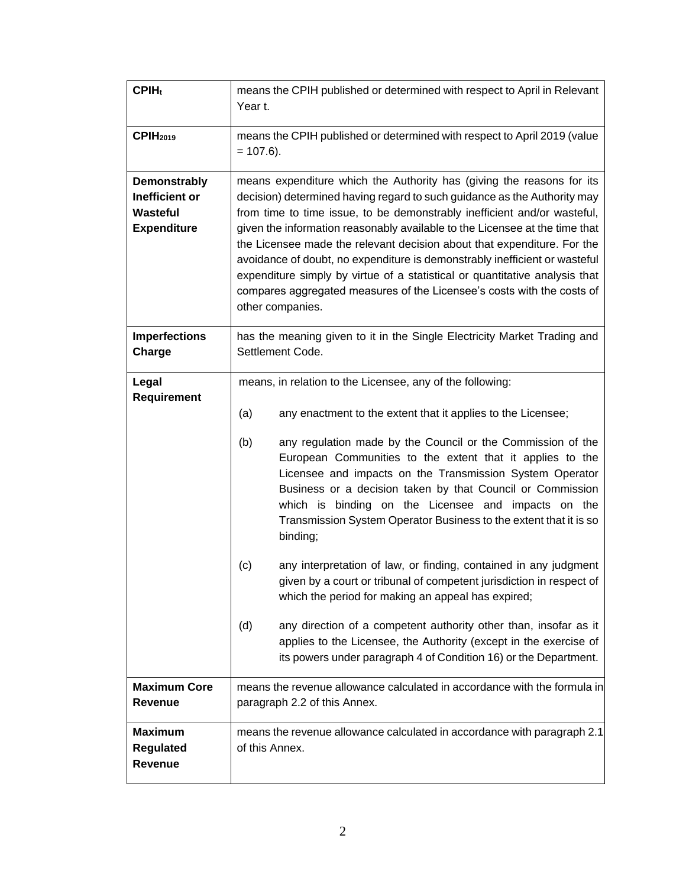| | |
|---|---|
| **$CPIH_t$** | means the CPIH published or determined with respect to April in Relevant Year t. |
| **$CPIH_{2019}$** | means the CPIH published or determined with respect to April 2019 (value = 107.6). |
| **Demonstrably Inefficient or Wasteful Expenditure** | means expenditure which the Authority has (giving the reasons for its decision) determined having regard to such guidance as the Authority may from time to time issue, to be demonstrably inefficient and/or wasteful, given the information reasonably available to the Licensee at the time that the Licensee made the relevant decision about that expenditure. For the avoidance of doubt, no expenditure is demonstrably inefficient or wasteful expenditure simply by virtue of a statistical or quantitative analysis that compares aggregated measures of the Licensee's costs with the costs of other companies. |
| **Imperfections Charge** | has the meaning given to it in the Single Electricity Market Trading and Settlement Code. |
| **Legal Requirement** | means, in relation to the Licensee, any of the following:<br><br>(a) any enactment to the extent that it applies to the Licensee;<br><br>(b) any regulation made by the Council or the Commission of the European Communities to the extent that it applies to the Licensee and impacts on the Transmission System Operator Business or a decision taken by that Council or Commission which is binding on the Licensee and impacts on the Transmission System Operator Business to the extent that it is so binding;<br><br>(c) any interpretation of law, or finding, contained in any judgment given by a court or tribunal of competent jurisdiction in respect of which the period for making an appeal has expired;<br><br>(d) any direction of a competent authority other than, insofar as it applies to the Licensee, the Authority (except in the exercise of its powers under paragraph 4 of Condition 16) or the Department. |
| **Maximum Core Revenue** | means the revenue allowance calculated in accordance with the formula in paragraph 2.2 of this Annex. |
| **Maximum Regulated Revenue** | means the revenue allowance calculated in accordance with paragraph 2.1 of this Annex. |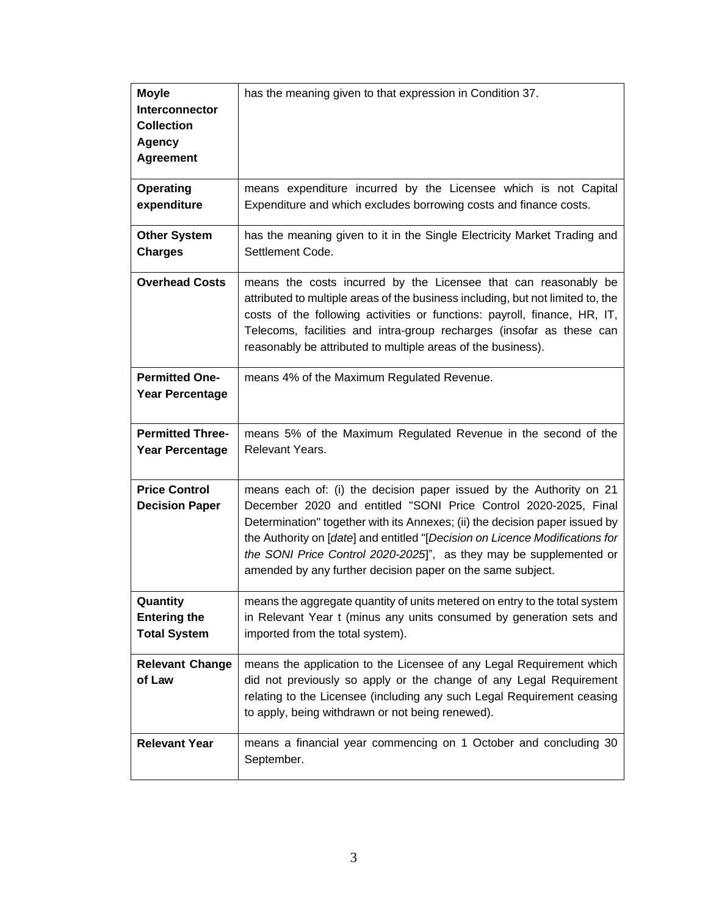| | |
|---|---|
| **Moyle Interconnector Collection Agency Agreement** | has the meaning given to that expression in Condition 37. |
| **Operating expenditure** | means expenditure incurred by the Licensee which is not Capital Expenditure and which excludes borrowing costs and finance costs. |
| **Other System Charges** | has the meaning given to it in the Single Electricity Market Trading and Settlement Code. |
| **Overhead Costs** | means the costs incurred by the Licensee that can reasonably be attributed to multiple areas of the business including, but not limited to, the costs of the following activities or functions: payroll, finance, HR, IT, Telecoms, facilities and intra-group recharges (insofar as these can reasonably be attributed to multiple areas of the business). |
| **Permitted One-Year Percentage** | means 4% of the Maximum Regulated Revenue. |
| **Permitted Three-Year Percentage** | means 5% of the Maximum Regulated Revenue in the second of the Relevant Years. |
| **Price Control Decision Paper** | means each of: (i) the decision paper issued by the Authority on 21 December 2020 and entitled "SONI Price Control 2020-2025, Final Determination" together with its Annexes; (ii) the decision paper issued by the Authority on [*date*] and entitled "[*Decision on Licence Modifications for the SONI Price Control 2020-2025*]", as they may be supplemented or amended by any further decision paper on the same subject. |
| **Quantity Entering the Total System** | means the aggregate quantity of units metered on entry to the total system in Relevant Year t (minus any units consumed by generation sets and imported from the total system). |
| **Relevant Change of Law** | means the application to the Licensee of any Legal Requirement which did not previously so apply or the change of any Legal Requirement relating to the Licensee (including any such Legal Requirement ceasing to apply, being withdrawn or not being renewed). |
| **Relevant Year** | means a financial year commencing on 1 October and concluding 30 September. |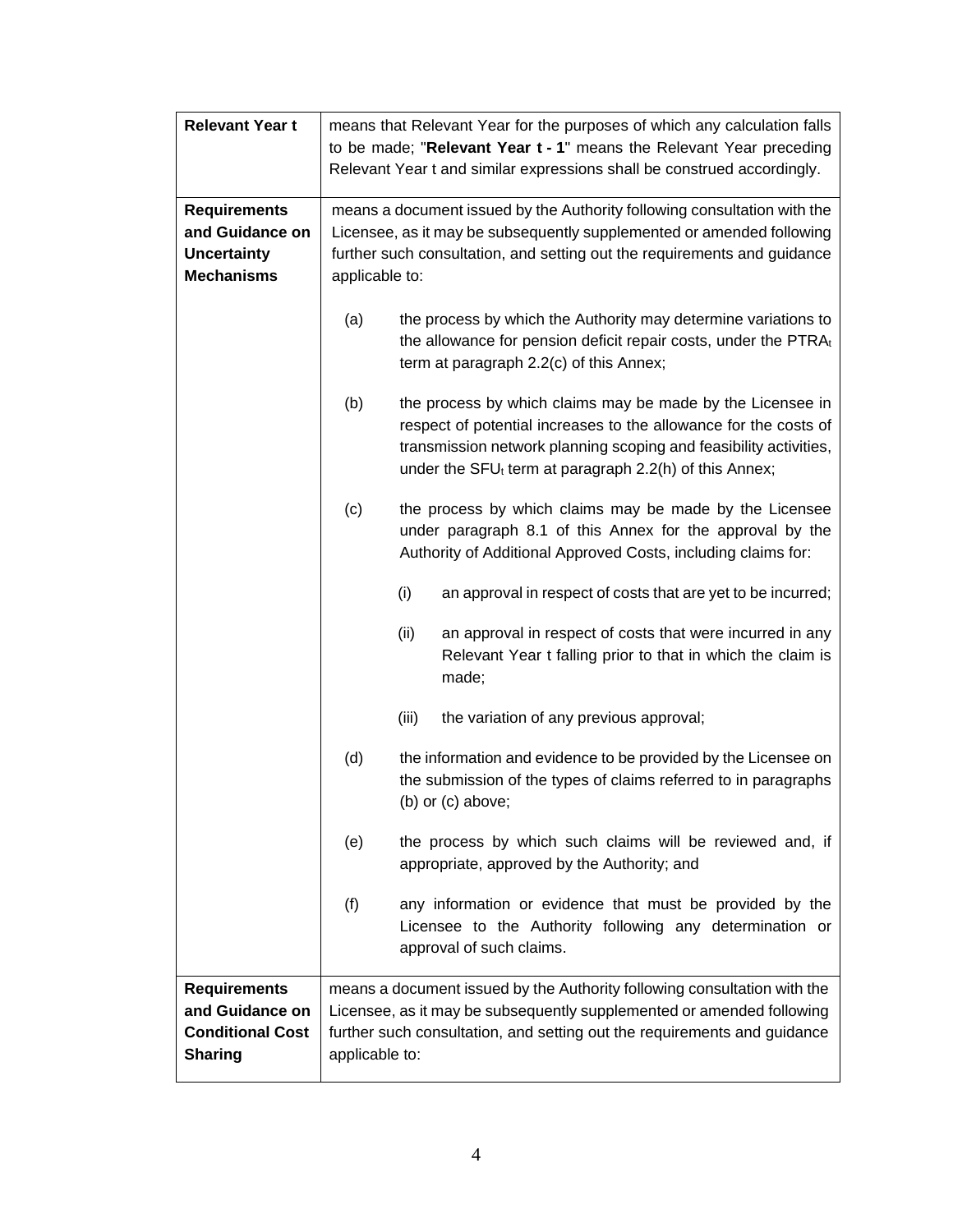| **Relevant Year t** | means that Relevant Year for the purposes of which any calculation falls to be made; "**Relevant Year t - 1**" means the Relevant Year preceding Relevant Year t and similar expressions shall be construed accordingly. |
|---|---|
| **Requirements and Guidance on Uncertainty Mechanisms** | means a document issued by the Authority following consultation with the Licensee, as it may be subsequently supplemented or amended following further such consultation, and setting out the requirements and guidance applicable to:<br><br>(a) the process by which the Authority may determine variations to the allowance for pension deficit repair costs, under the $PTRA_t$ term at paragraph 2.2(c) of this Annex;<br><br>(b) the process by which claims may be made by the Licensee in respect of potential increases to the allowance for the costs of transmission network planning scoping and feasibility activities, under the $SFU_t$ term at paragraph 2.2(h) of this Annex;<br><br>(c) the process by which claims may be made by the Licensee under paragraph 8.1 of this Annex for the approval by the Authority of Additional Approved Costs, including claims for:<br><br>(i) an approval in respect of costs that are yet to be incurred;<br><br>(ii) an approval in respect of costs that were incurred in any Relevant Year t falling prior to that in which the claim is made;<br><br>(iii) the variation of any previous approval;<br><br>(d) the information and evidence to be provided by the Licensee on the submission of the types of claims referred to in paragraphs (b) or (c) above;<br><br>(e) the process by which such claims will be reviewed and, if appropriate, approved by the Authority; and<br><br>(f) any information or evidence that must be provided by the Licensee to the Authority following any determination or approval of such claims. |
| **Requirements and Guidance on Conditional Cost Sharing** | means a document issued by the Authority following consultation with the Licensee, as it may be subsequently supplemented or amended following further such consultation, and setting out the requirements and guidance applicable to: |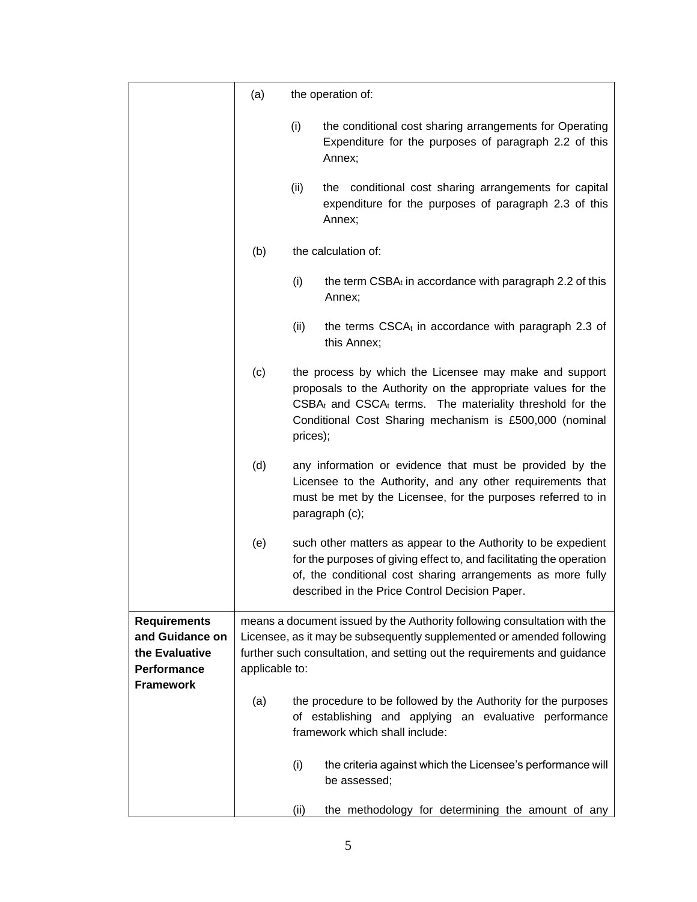| | |
|---|---|
| | (a) the operation of:<br><br>(i) the conditional cost sharing arrangements for Operating Expenditure for the purposes of paragraph 2.2 of this Annex;<br><br>(ii) the conditional cost sharing arrangements for capital expenditure for the purposes of paragraph 2.3 of this Annex;<br><br>(b) the calculation of:<br><br>(i) the term $CSBA_t$ in accordance with paragraph 2.2 of this Annex;<br><br>(ii) the terms $CSCA_t$ in accordance with paragraph 2.3 of this Annex;<br><br>(c) the process by which the Licensee may make and support proposals to the Authority on the appropriate values for the $CSBA_t$ and $CSCA_t$ terms. The materiality threshold for the Conditional Cost Sharing mechanism is £500,000 (nominal prices);<br><br>(d) any information or evidence that must be provided by the Licensee to the Authority, and any other requirements that must be met by the Licensee, for the purposes referred to in paragraph (c);<br><br>(e) such other matters as appear to the Authority to be expedient for the purposes of giving effect to, and facilitating the operation of, the conditional cost sharing arrangements as more fully described in the Price Control Decision Paper. |
| **Requirements and Guidance on the Evaluative Performance Framework** | means a document issued by the Authority following consultation with the Licensee, as it may be subsequently supplemented or amended following further such consultation, and setting out the requirements and guidance applicable to:<br><br>(a) the procedure to be followed by the Authority for the purposes of establishing and applying an evaluative performance framework which shall include:<br><br>(i) the criteria against which the Licensee's performance will be assessed;<br><br>(ii) the methodology for determining the amount of any |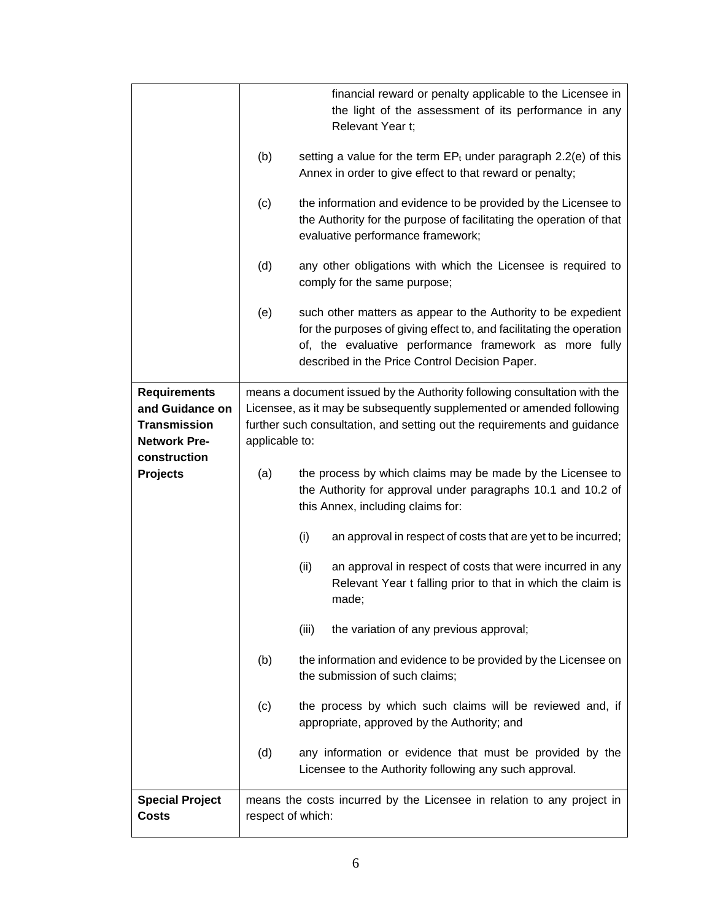| | |
|---|---|
| | financial reward or penalty applicable to the Licensee in the light of the assessment of its performance in any Relevant Year t;<br><br>(b) setting a value for the term $EP_t$ under paragraph 2.2(e) of this Annex in order to give effect to that reward or penalty;<br><br>(c) the information and evidence to be provided by the Licensee to the Authority for the purpose of facilitating the operation of that evaluative performance framework;<br><br>(d) any other obligations with which the Licensee is required to comply for the same purpose;<br><br>(e) such other matters as appear to the Authority to be expedient for the purposes of giving effect to, and facilitating the operation of, the evaluative performance framework as more fully described in the Price Control Decision Paper. |
| **Requirements and Guidance on Transmission Network Pre-construction Projects** | means a document issued by the Authority following consultation with the Licensee, as it may be subsequently supplemented or amended following further such consultation, and setting out the requirements and guidance applicable to:<br><br>(a) the process by which claims may be made by the Licensee to the Authority for approval under paragraphs 10.1 and 10.2 of this Annex, including claims for:<br><br>(i) an approval in respect of costs that are yet to be incurred;<br><br>(ii) an approval in respect of costs that were incurred in any Relevant Year t falling prior to that in which the claim is made;<br><br>(iii) the variation of any previous approval;<br><br>(b) the information and evidence to be provided by the Licensee on the submission of such claims;<br><br>(c) the process by which such claims will be reviewed and, if appropriate, approved by the Authority; and<br><br>(d) any information or evidence that must be provided by the Licensee to the Authority following any such approval. |
| **Special Project Costs** | means the costs incurred by the Licensee in relation to any project in respect of which: |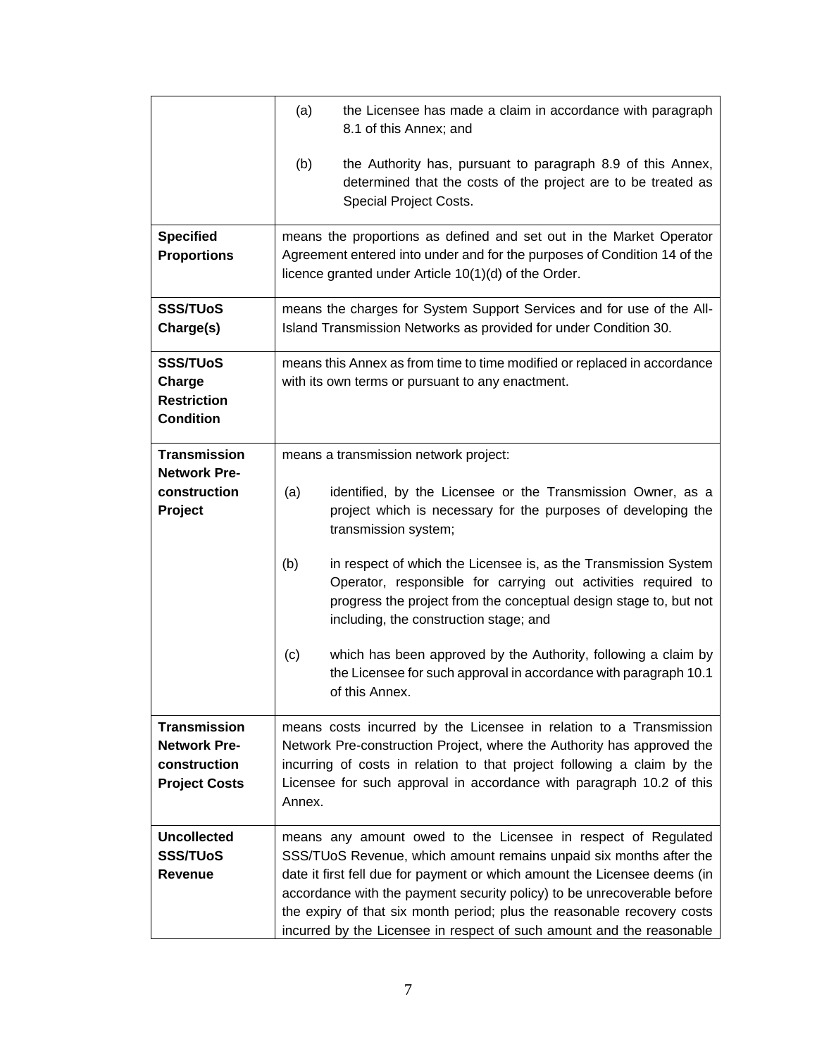| | |
|---|---|
| | (a) the Licensee has made a claim in accordance with paragraph 8.1 of this Annex; and<br><br>(b) the Authority has, pursuant to paragraph 8.9 of this Annex, determined that the costs of the project are to be treated as Special Project Costs. |
| **Specified Proportions** | means the proportions as defined and set out in the Market Operator Agreement entered into under and for the purposes of Condition 14 of the licence granted under Article 10(1)(d) of the Order. |
| **SSS/TUoS Charge(s)** | means the charges for System Support Services and for use of the All-Island Transmission Networks as provided for under Condition 30. |
| **SSS/TUoS Charge Restriction Condition** | means this Annex as from time to time modified or replaced in accordance with its own terms or pursuant to any enactment. |
| **Transmission Network Pre-construction Project** | means a transmission network project:<br><br>(a) identified, by the Licensee or the Transmission Owner, as a project which is necessary for the purposes of developing the transmission system;<br><br>(b) in respect of which the Licensee is, as the Transmission System Operator, responsible for carrying out activities required to progress the project from the conceptual design stage to, but not including, the construction stage; and<br><br>(c) which has been approved by the Authority, following a claim by the Licensee for such approval in accordance with paragraph 10.1 of this Annex. |
| **Transmission Network Pre-construction Project Costs** | means costs incurred by the Licensee in relation to a Transmission Network Pre-construction Project, where the Authority has approved the incurring of costs in relation to that project following a claim by the Licensee for such approval in accordance with paragraph 10.2 of this Annex. |
| **Uncollected SSS/TUoS Revenue** | means any amount owed to the Licensee in respect of Regulated SSS/TUoS Revenue, which amount remains unpaid six months after the date it first fell due for payment or which amount the Licensee deems (in accordance with the payment security policy) to be unrecoverable before the expiry of that six month period; plus the reasonable recovery costs incurred by the Licensee in respect of such amount and the reasonable |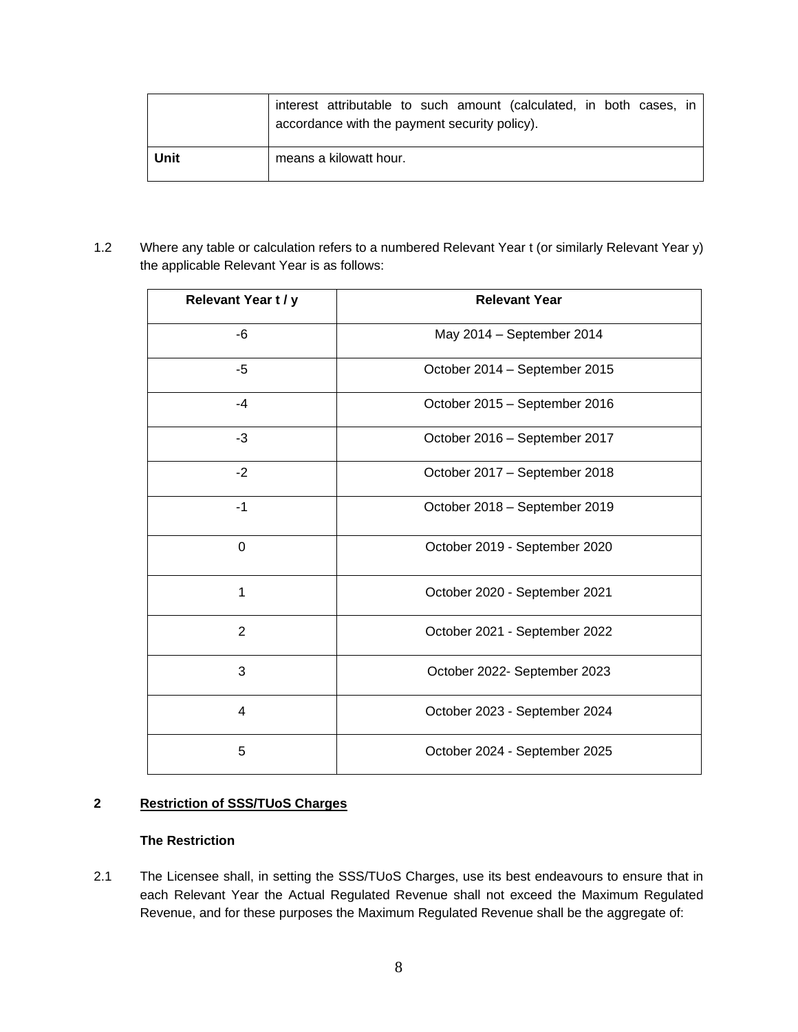| | interest attributable to such amount (calculated, in both cases, in accordance with the payment security policy). |
|---|---|
| **Unit** | means a kilowatt hour. |

1.2 Where any table or calculation refers to a numbered Relevant Year t (or similarly Relevant Year y) the applicable Relevant Year is as follows:

| Relevant Year t / y | Relevant Year |
|---|---|
| -6 | May 2014 – September 2014 |
| -5 | October 2014 – September 2015 |
| -4 | October 2015 – September 2016 |
| -3 | October 2016 – September 2017 |
| -2 | October 2017 – September 2018 |
| -1 | October 2018 – September 2019 |
| 0 | October 2019 - September 2020 |
| 1 | October 2020 - September 2021 |
| 2 | October 2021 - September 2022 |
| 3 | October 2022- September 2023 |
| 4 | October 2023 - September 2024 |
| 5 | October 2024 - September 2025 |

## 2 Restriction of SSS/TUoS Charges

### The Restriction

2.1 The Licensee shall, in setting the SSS/TUoS Charges, use its best endeavours to ensure that in each Relevant Year the Actual Regulated Revenue shall not exceed the Maximum Regulated Revenue, and for these purposes the Maximum Regulated Revenue shall be the aggregate of: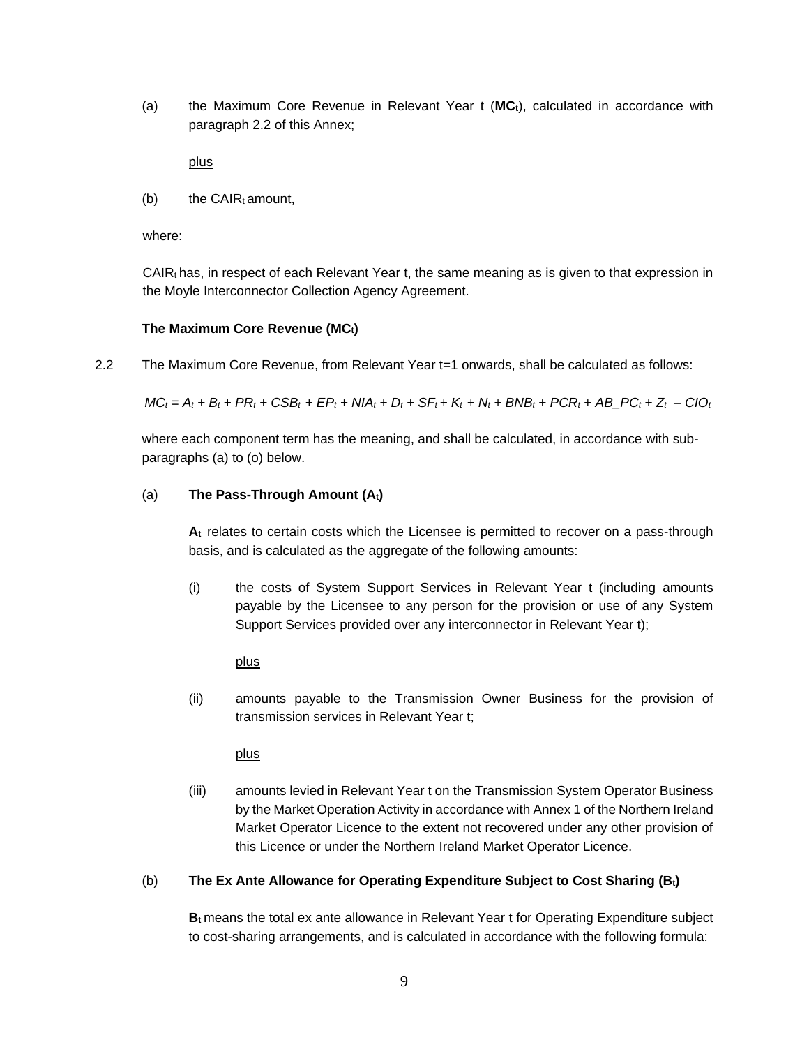(a) the Maximum Core Revenue in Relevant Year t (**$MC_t$**), calculated in accordance with paragraph 2.2 of this Annex;

plus

(b) the $CAIR_t$ amount,

where:

$CAIR_t$ has, in respect of each Relevant Year t, the same meaning as is given to that expression in the Moyle Interconnector Collection Agency Agreement.

**The Maximum Core Revenue ($MC_t$)**

2.2 The Maximum Core Revenue, from Relevant Year t=1 onwards, shall be calculated as follows:

$$MC_t = A_t + B_t + PR_t + CSB_t + EP_t + NIA_t + D_t + SF_t + K_t + N_t + BNB_t + PCR_t + AB\_PC_t + Z_t - CIO_t$$

where each component term has the meaning, and shall be calculated, in accordance with sub-paragraphs (a) to (o) below.

(a) **The Pass-Through Amount ($A_t$)**

**$A_t$** relates to certain costs which the Licensee is permitted to recover on a pass-through basis, and is calculated as the aggregate of the following amounts:

(i) the costs of System Support Services in Relevant Year t (including amounts payable by the Licensee to any person for the provision or use of any System Support Services provided over any interconnector in Relevant Year t);

plus

(ii) amounts payable to the Transmission Owner Business for the provision of transmission services in Relevant Year t;

plus

(iii) amounts levied in Relevant Year t on the Transmission System Operator Business by the Market Operation Activity in accordance with Annex 1 of the Northern Ireland Market Operator Licence to the extent not recovered under any other provision of this Licence or under the Northern Ireland Market Operator Licence.

(b) **The Ex Ante Allowance for Operating Expenditure Subject to Cost Sharing ($B_t$)**

**$B_t$** means the total ex ante allowance in Relevant Year t for Operating Expenditure subject to cost-sharing arrangements, and is calculated in accordance with the following formula: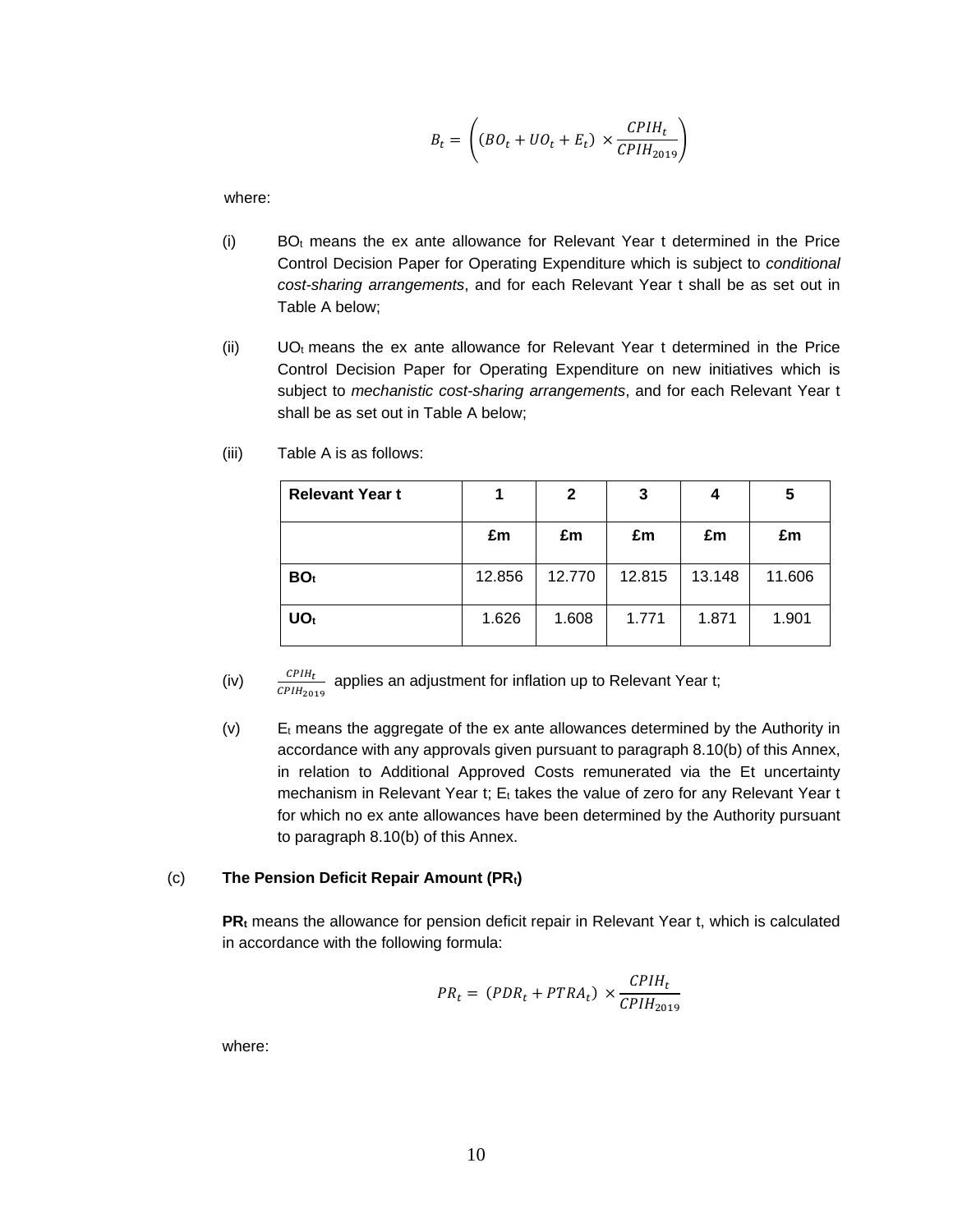$$B_t = \left( (BO_t + UO_t + E_t) \times \frac{CPIH_t}{CPIH_{2019}} \right)$$

where:

(i) $BO_t$ means the ex ante allowance for Relevant Year t determined in the Price Control Decision Paper for Operating Expenditure which is subject to *conditional cost-sharing arrangements*, and for each Relevant Year t shall be as set out in Table A below;

(ii) $UO_t$ means the ex ante allowance for Relevant Year t determined in the Price Control Decision Paper for Operating Expenditure on new initiatives which is subject to *mechanistic cost-sharing arrangements*, and for each Relevant Year t shall be as set out in Table A below;

(iii) Table A is as follows:

| **Relevant Year t** | **1** | **2** | **3** | **4** | **5** |
|---|---|---|---|---|---|
| | **£m** | **£m** | **£m** | **£m** | **£m** |
| **$BO_t$** | 12.856 | 12.770 | 12.815 | 13.148 | 11.606 |
| **$UO_t$** | 1.626 | 1.608 | 1.771 | 1.871 | 1.901 |

(iv) $\frac{CPIH_t}{CPIH_{2019}}$ applies an adjustment for inflation up to Relevant Year t;

(v) $E_t$ means the aggregate of the ex ante allowances determined by the Authority in accordance with any approvals given pursuant to paragraph 8.10(b) of this Annex, in relation to Additional Approved Costs remunerated via the Et uncertainty mechanism in Relevant Year t; $E_t$ takes the value of zero for any Relevant Year t for which no ex ante allowances have been determined by the Authority pursuant to paragraph 8.10(b) of this Annex.

(c) **The Pension Deficit Repair Amount ($PR_t$)**

**$PR_t$** means the allowance for pension deficit repair in Relevant Year t, which is calculated in accordance with the following formula:

$$PR_t = (PDR_t + PTRA_t) \times \frac{CPIH_t}{CPIH_{2019}}$$

where: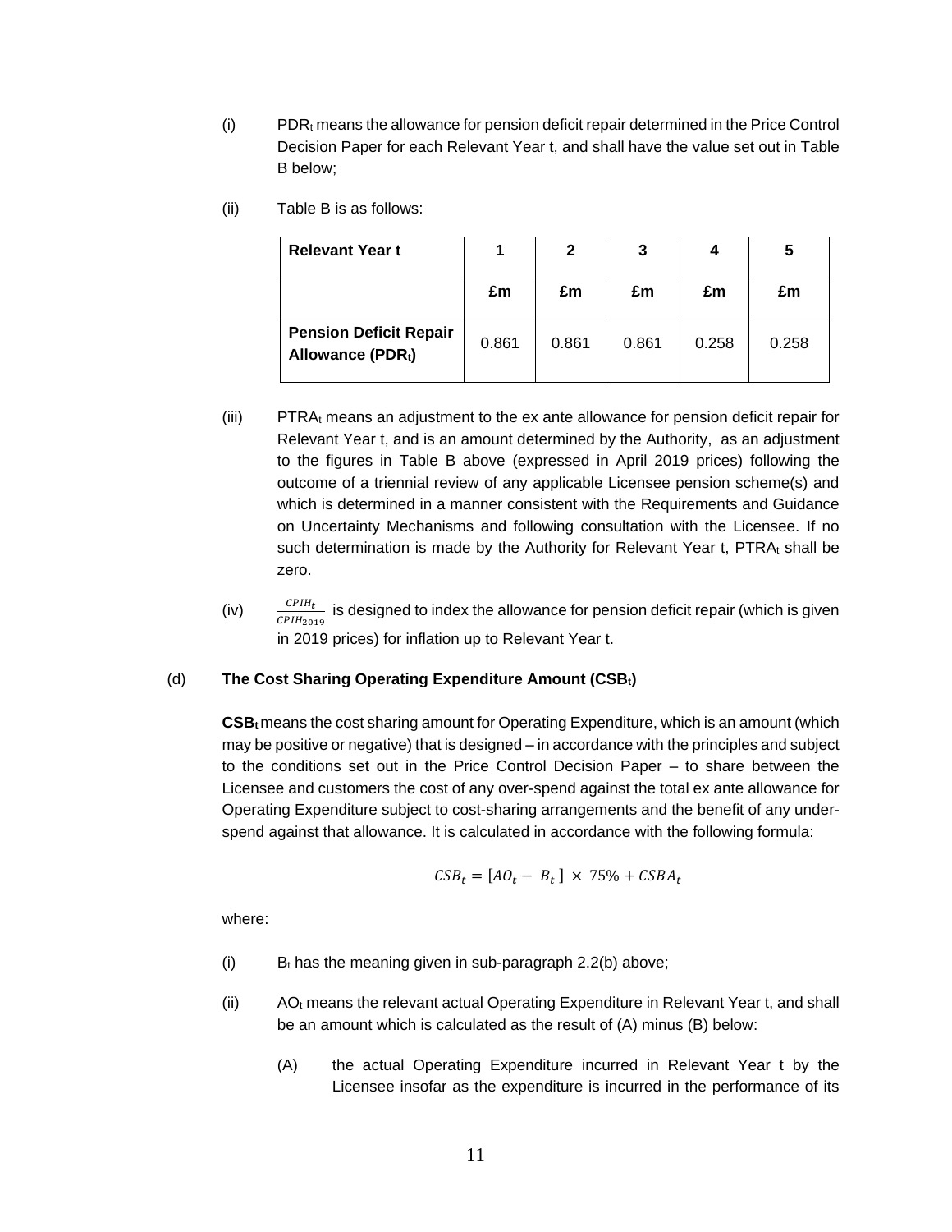(i) $PDR_t$ means the allowance for pension deficit repair determined in the Price Control Decision Paper for each Relevant Year t, and shall have the value set out in Table B below;

(ii) Table B is as follows:

| Relevant Year t | 1 | 2 | 3 | 4 | 5 |
|---|---|---|---|---|---|
| | £m | £m | £m | £m | £m |
| **Pension Deficit Repair Allowance ($PDR_t$)** | 0.861 | 0.861 | 0.861 | 0.258 | 0.258 |

(iii) $PTRA_t$ means an adjustment to the ex ante allowance for pension deficit repair for Relevant Year t, and is an amount determined by the Authority, as an adjustment to the figures in Table B above (expressed in April 2019 prices) following the outcome of a triennial review of any applicable Licensee pension scheme(s) and which is determined in a manner consistent with the Requirements and Guidance on Uncertainty Mechanisms and following consultation with the Licensee. If no such determination is made by the Authority for Relevant Year t, $PTRA_t$ shall be zero.

(iv) $\frac{CPIH_t}{CPIH_{2019}}$ is designed to index the allowance for pension deficit repair (which is given in 2019 prices) for inflation up to Relevant Year t.

(d) **The Cost Sharing Operating Expenditure Amount ($CSB_t$)**

**$CSB_t$** means the cost sharing amount for Operating Expenditure, which is an amount (which may be positive or negative) that is designed – in accordance with the principles and subject to the conditions set out in the Price Control Decision Paper – to share between the Licensee and customers the cost of any over-spend against the total ex ante allowance for Operating Expenditure subject to cost-sharing arrangements and the benefit of any under-spend against that allowance. It is calculated in accordance with the following formula:

$$CSB_t = [AO_t - B_t] \times 75\% + CSBA_t$$

where:

(i) $B_t$ has the meaning given in sub-paragraph 2.2(b) above;

(ii) $AO_t$ means the relevant actual Operating Expenditure in Relevant Year t, and shall be an amount which is calculated as the result of (A) minus (B) below:

(A) the actual Operating Expenditure incurred in Relevant Year t by the Licensee insofar as the expenditure is incurred in the performance of its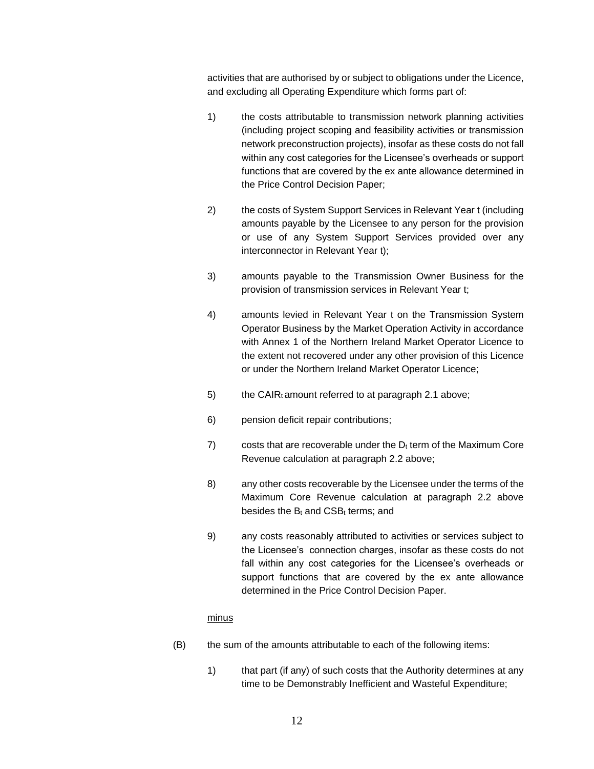activities that are authorised by or subject to obligations under the Licence, and excluding all Operating Expenditure which forms part of:

1) the costs attributable to transmission network planning activities (including project scoping and feasibility activities or transmission network preconstruction projects), insofar as these costs do not fall within any cost categories for the Licensee's overheads or support functions that are covered by the ex ante allowance determined in the Price Control Decision Paper;

2) the costs of System Support Services in Relevant Year t (including amounts payable by the Licensee to any person for the provision or use of any System Support Services provided over any interconnector in Relevant Year t);

3) amounts payable to the Transmission Owner Business for the provision of transmission services in Relevant Year t;

4) amounts levied in Relevant Year t on the Transmission System Operator Business by the Market Operation Activity in accordance with Annex 1 of the Northern Ireland Market Operator Licence to the extent not recovered under any other provision of this Licence or under the Northern Ireland Market Operator Licence;

5) the $CAIR_t$ amount referred to at paragraph 2.1 above;

6) pension deficit repair contributions;

7) costs that are recoverable under the $D_t$ term of the Maximum Core Revenue calculation at paragraph 2.2 above;

8) any other costs recoverable by the Licensee under the terms of the Maximum Core Revenue calculation at paragraph 2.2 above besides the $B_t$ and $CSB_t$ terms; and

9) any costs reasonably attributed to activities or services subject to the Licensee's connection charges, insofar as these costs do not fall within any cost categories for the Licensee's overheads or support functions that are covered by the ex ante allowance determined in the Price Control Decision Paper.

minus

(B) the sum of the amounts attributable to each of the following items:

1) that part (if any) of such costs that the Authority determines at any time to be Demonstrably Inefficient and Wasteful Expenditure;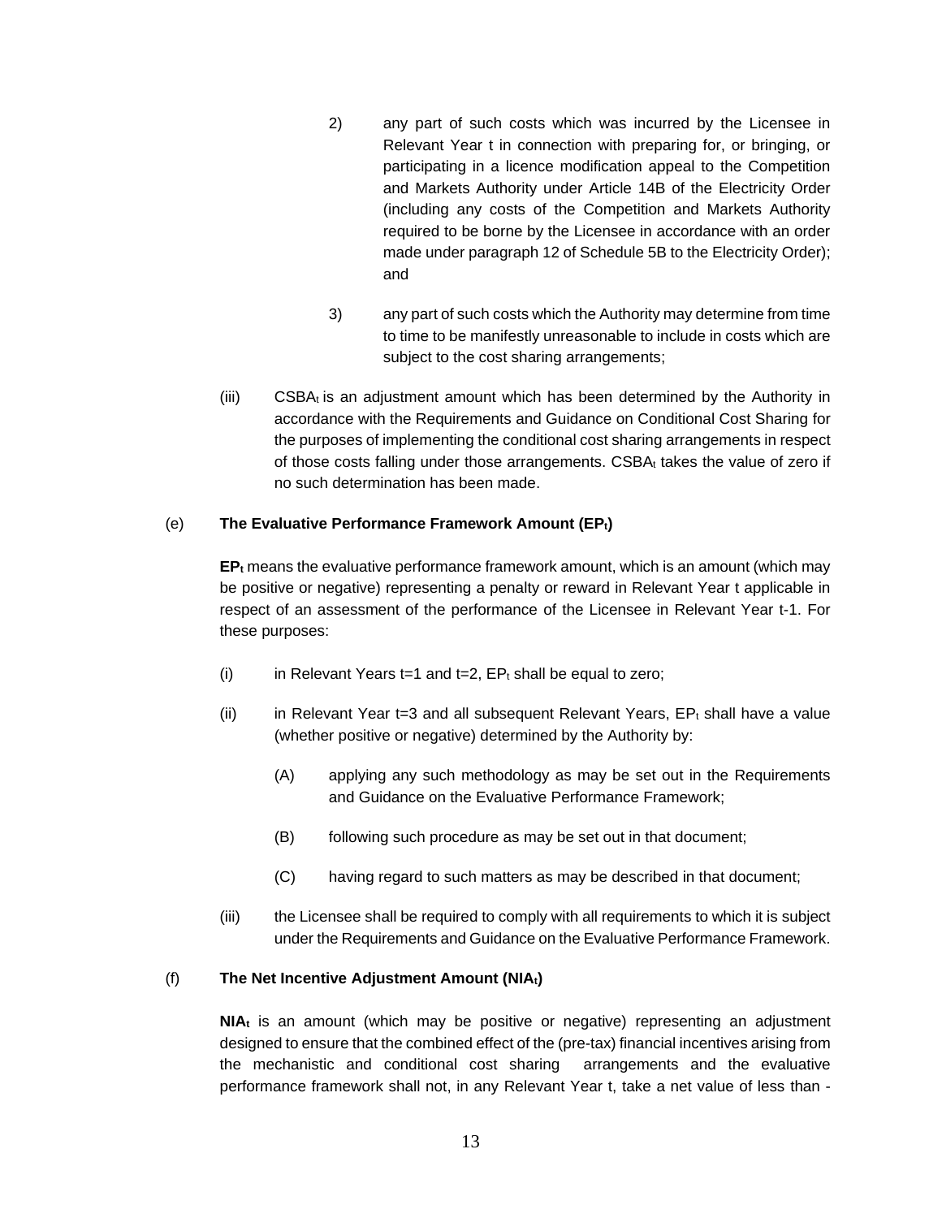2) any part of such costs which was incurred by the Licensee in Relevant Year t in connection with preparing for, or bringing, or participating in a licence modification appeal to the Competition and Markets Authority under Article 14B of the Electricity Order (including any costs of the Competition and Markets Authority required to be borne by the Licensee in accordance with an order made under paragraph 12 of Schedule 5B to the Electricity Order); and

3) any part of such costs which the Authority may determine from time to time to be manifestly unreasonable to include in costs which are subject to the cost sharing arrangements;

(iii) $CSBA_t$ is an adjustment amount which has been determined by the Authority in accordance with the Requirements and Guidance on Conditional Cost Sharing for the purposes of implementing the conditional cost sharing arrangements in respect of those costs falling under those arrangements. $CSBA_t$ takes the value of zero if no such determination has been made.

(e) **The Evaluative Performance Framework Amount ($EP_t$)**

**$EP_t$** means the evaluative performance framework amount, which is an amount (which may be positive or negative) representing a penalty or reward in Relevant Year t applicable in respect of an assessment of the performance of the Licensee in Relevant Year t-1. For these purposes:

(i) in Relevant Years t=1 and t=2, $EP_t$ shall be equal to zero;

(ii) in Relevant Year t=3 and all subsequent Relevant Years, $EP_t$ shall have a value (whether positive or negative) determined by the Authority by:

(A) applying any such methodology as may be set out in the Requirements and Guidance on the Evaluative Performance Framework;

(B) following such procedure as may be set out in that document;

(C) having regard to such matters as may be described in that document;

(iii) the Licensee shall be required to comply with all requirements to which it is subject under the Requirements and Guidance on the Evaluative Performance Framework.

(f) **The Net Incentive Adjustment Amount ($NIA_t$)**

**$NIA_t$** is an amount (which may be positive or negative) representing an adjustment designed to ensure that the combined effect of the (pre-tax) financial incentives arising from the mechanistic and conditional cost sharing arrangements and the evaluative performance framework shall not, in any Relevant Year t, take a net value of less than -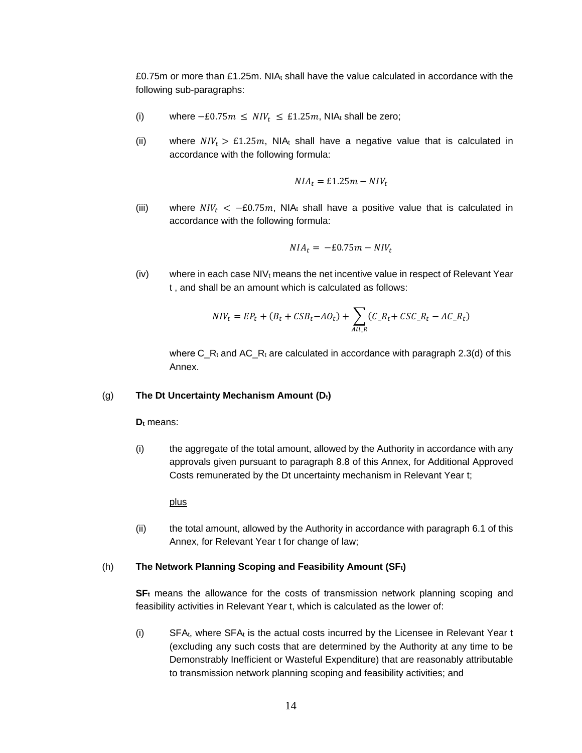£0.75m or more than £1.25m. $NIA_t$ shall have the value calculated in accordance with the following sub-paragraphs:

(i) where $-£0.75m \leq NIV_t \leq £1.25m$, $NIA_t$ shall be zero;

(ii) where $NIV_t > £1.25m$, $NIA_t$ shall have a negative value that is calculated in accordance with the following formula:

$$NIA_t = £1.25m - NIV_t$$

(iii) where $NIV_t < -£0.75m$, $NIA_t$ shall have a positive value that is calculated in accordance with the following formula:

$$NIA_t = -£0.75m - NIV_t$$

(iv) where in each case $NIV_t$ means the net incentive value in respect of Relevant Year t , and shall be an amount which is calculated as follows:

$$NIV_t = EP_t + (B_t + CSB_t - AO_t) + \sum_{All\_R} (C\_R_t + CSC\_R_t - AC\_R_t)$$

where $C\_R_t$ and $AC\_R_t$ are calculated in accordance with paragraph 2.3(d) of this Annex.

(g) **The Dt Uncertainty Mechanism Amount ($D_t$)**

**$D_t$** means:

(i) the aggregate of the total amount, allowed by the Authority in accordance with any approvals given pursuant to paragraph 8.8 of this Annex, for Additional Approved Costs remunerated by the Dt uncertainty mechanism in Relevant Year t;

plus

(ii) the total amount, allowed by the Authority in accordance with paragraph 6.1 of this Annex, for Relevant Year t for change of law;

(h) **The Network Planning Scoping and Feasibility Amount ($SF_t$)**

**$SF_t$** means the allowance for the costs of transmission network planning scoping and feasibility activities in Relevant Year t, which is calculated as the lower of:

(i) $SFA_t$, where $SFA_t$ is the actual costs incurred by the Licensee in Relevant Year t (excluding any such costs that are determined by the Authority at any time to be Demonstrably Inefficient or Wasteful Expenditure) that are reasonably attributable to transmission network planning scoping and feasibility activities; and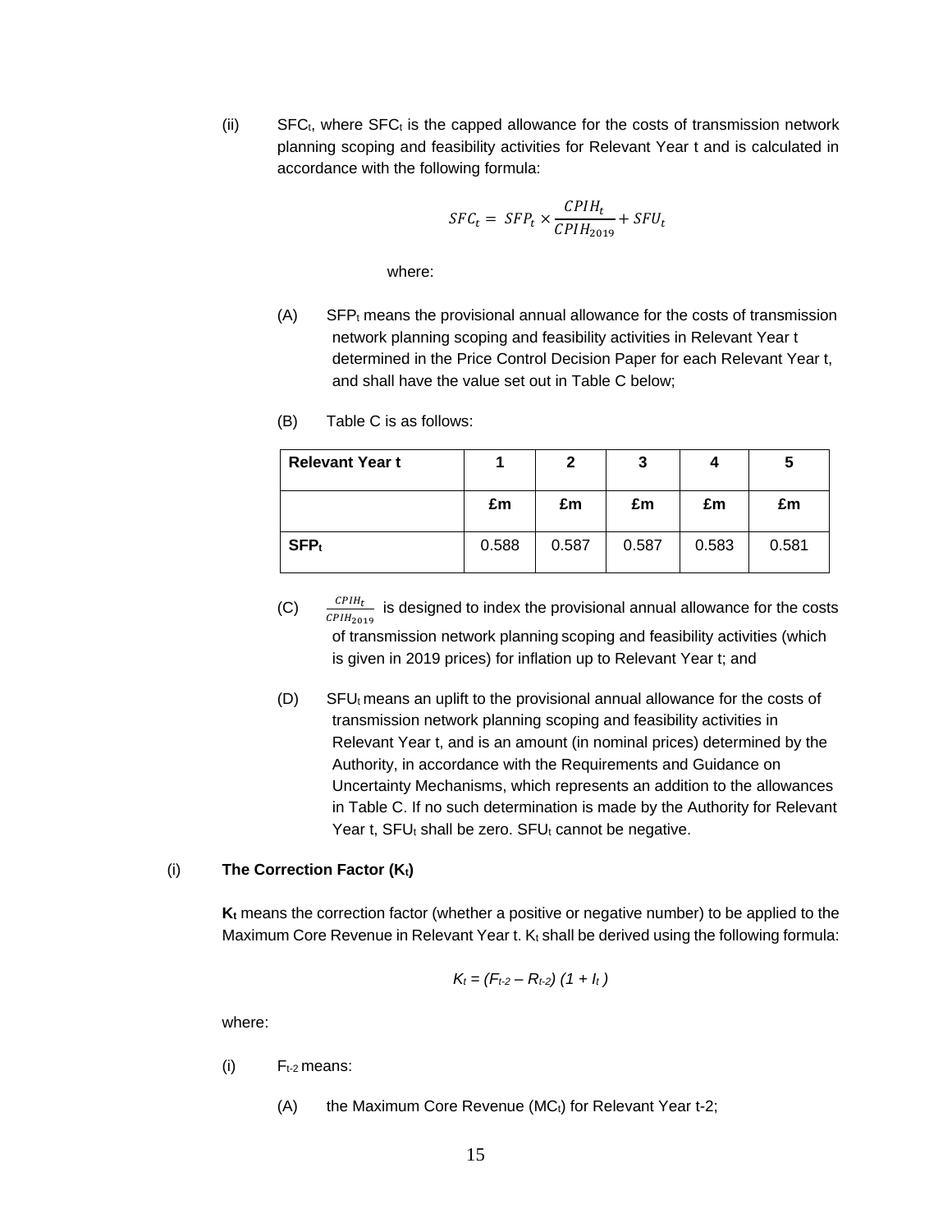(ii) $SFC_t$, where $SFC_t$ is the capped allowance for the costs of transmission network planning scoping and feasibility activities for Relevant Year t and is calculated in accordance with the following formula:

$$SFC_t = SFP_t \times \frac{CPIH_t}{CPIH_{2019}} + SFU_t$$

where:

(A) $SFP_t$ means the provisional annual allowance for the costs of transmission network planning scoping and feasibility activities in Relevant Year t determined in the Price Control Decision Paper for each Relevant Year t, and shall have the value set out in Table C below;

(B) Table C is as follows:

| **Relevant Year t** | **1** | **2** | **3** | **4** | **5** |
|---|---|---|---|---|---|
| | **£m** | **£m** | **£m** | **£m** | **£m** |
| **$SFP_t$** | 0.588 | 0.587 | 0.587 | 0.583 | 0.581 |

(C) $\frac{CPIH_t}{CPIH_{2019}}$ is designed to index the provisional annual allowance for the costs of transmission network planning scoping and feasibility activities (which is given in 2019 prices) for inflation up to Relevant Year t; and

(D) $SFU_t$ means an uplift to the provisional annual allowance for the costs of transmission network planning scoping and feasibility activities in Relevant Year t, and is an amount (in nominal prices) determined by the Authority, in accordance with the Requirements and Guidance on Uncertainty Mechanisms, which represents an addition to the allowances in Table C. If no such determination is made by the Authority for Relevant Year t, $SFU_t$ shall be zero. $SFU_t$ cannot be negative.

### (i) The Correction Factor ($K_t$)

**$K_t$** means the correction factor (whether a positive or negative number) to be applied to the Maximum Core Revenue in Relevant Year t. $K_t$ shall be derived using the following formula:

$$K_t = (F_{t-2} - R_{t-2})\ (1 + I_t)$$

where:

(i) $F_{t-2}$ means:

(A) the Maximum Core Revenue ($MC_t$) for Relevant Year t-2;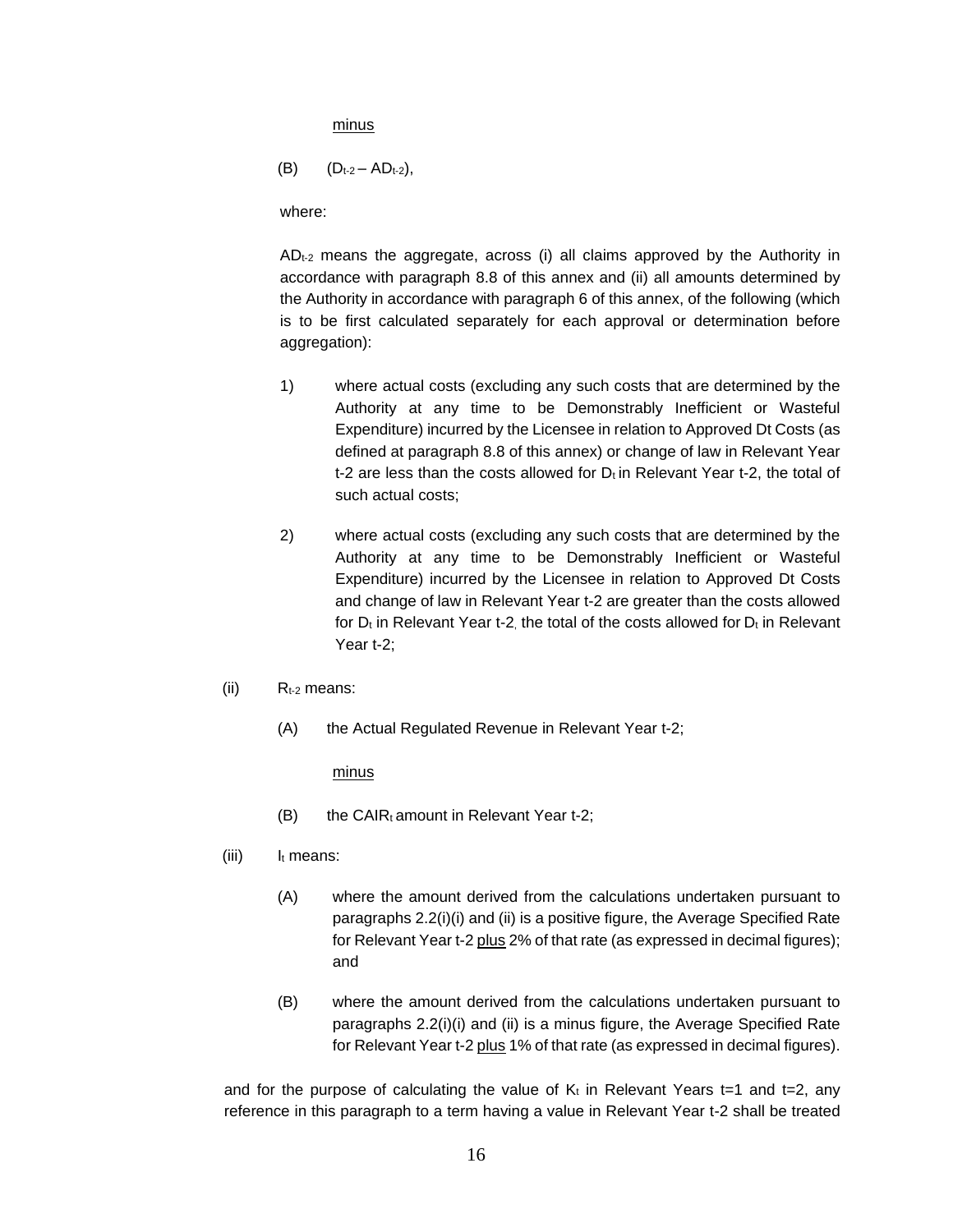<u>minus</u>

(B) $(D_{t-2} – AD_{t-2})$,

where:

$AD_{t-2}$ means the aggregate, across (i) all claims approved by the Authority in accordance with paragraph 8.8 of this annex and (ii) all amounts determined by the Authority in accordance with paragraph 6 of this annex, of the following (which is to be first calculated separately for each approval or determination before aggregation):

1) where actual costs (excluding any such costs that are determined by the Authority at any time to be Demonstrably Inefficient or Wasteful Expenditure) incurred by the Licensee in relation to Approved Dt Costs (as defined at paragraph 8.8 of this annex) or change of law in Relevant Year t-2 are less than the costs allowed for $D_t$ in Relevant Year t-2, the total of such actual costs;

2) where actual costs (excluding any such costs that are determined by the Authority at any time to be Demonstrably Inefficient or Wasteful Expenditure) incurred by the Licensee in relation to Approved Dt Costs and change of law in Relevant Year t-2 are greater than the costs allowed for $D_t$ in Relevant Year t-2, the total of the costs allowed for $D_t$ in Relevant Year t-2;

(ii) $R_{t-2}$ means:

(A) the Actual Regulated Revenue in Relevant Year t-2;

<u>minus</u>

(B) the $CAIR_t$ amount in Relevant Year t-2;

(iii) $I_t$ means:

(A) where the amount derived from the calculations undertaken pursuant to paragraphs 2.2(i)(i) and (ii) is a positive figure, the Average Specified Rate for Relevant Year t-2 <u>plus</u> 2% of that rate (as expressed in decimal figures); and

(B) where the amount derived from the calculations undertaken pursuant to paragraphs 2.2(i)(i) and (ii) is a minus figure, the Average Specified Rate for Relevant Year t-2 <u>plus</u> 1% of that rate (as expressed in decimal figures).

and for the purpose of calculating the value of $K_t$ in Relevant Years t=1 and t=2, any reference in this paragraph to a term having a value in Relevant Year t-2 shall be treated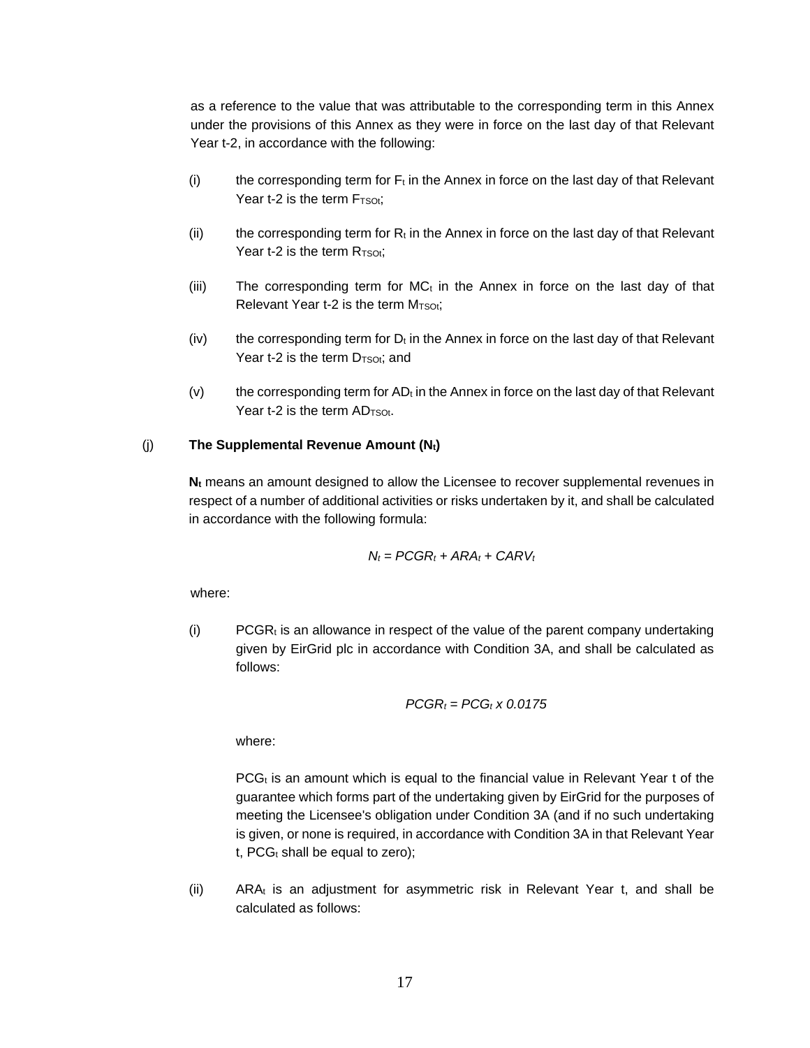as a reference to the value that was attributable to the corresponding term in this Annex under the provisions of this Annex as they were in force on the last day of that Relevant Year t-2, in accordance with the following:

(i) the corresponding term for $F_t$ in the Annex in force on the last day of that Relevant Year t-2 is the term $F_{TSOt}$;

(ii) the corresponding term for $R_t$ in the Annex in force on the last day of that Relevant Year t-2 is the term $R_{TSOt}$;

(iii) The corresponding term for $MC_t$ in the Annex in force on the last day of that Relevant Year t-2 is the term $M_{TSOt}$;

(iv) the corresponding term for $D_t$ in the Annex in force on the last day of that Relevant Year t-2 is the term $D_{TSOt}$; and

(v) the corresponding term for $AD_t$ in the Annex in force on the last day of that Relevant Year t-2 is the term $AD_{TSOt}$.

(j) **The Supplemental Revenue Amount ($N_t$)**

**$N_t$** means an amount designed to allow the Licensee to recover supplemental revenues in respect of a number of additional activities or risks undertaken by it, and shall be calculated in accordance with the following formula:

$$N_t = PCGR_t + ARA_t + CARV_t$$

where:

(i) $PCGR_t$ is an allowance in respect of the value of the parent company undertaking given by EirGrid plc in accordance with Condition 3A, and shall be calculated as follows:

$$PCGR_t = PCG_t \times 0.0175$$

where:

$PCG_t$ is an amount which is equal to the financial value in Relevant Year t of the guarantee which forms part of the undertaking given by EirGrid for the purposes of meeting the Licensee's obligation under Condition 3A (and if no such undertaking is given, or none is required, in accordance with Condition 3A in that Relevant Year t, $PCG_t$ shall be equal to zero);

(ii) $ARA_t$ is an adjustment for asymmetric risk in Relevant Year t, and shall be calculated as follows: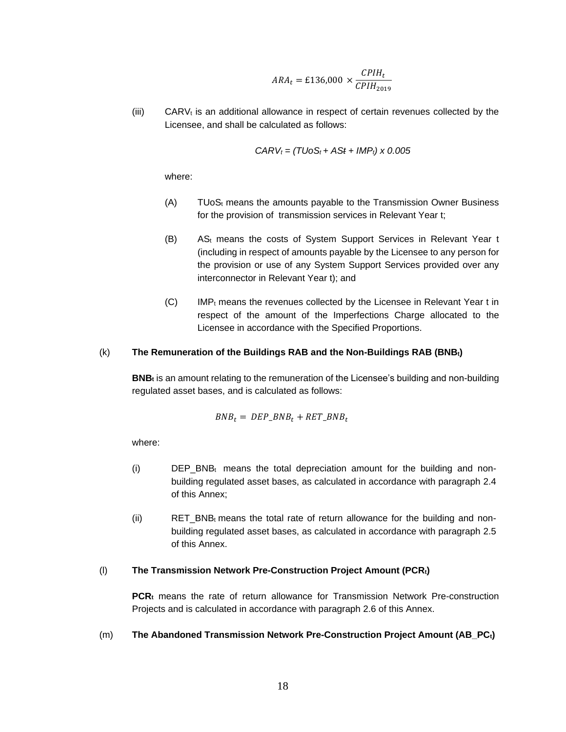$$ARA_t = £136{,}000 \times \frac{CPIH_t}{CPIH_{2019}}$$

(iii) $CARV_t$ is an additional allowance in respect of certain revenues collected by the Licensee, and shall be calculated as follows:

$$CARV_t = (TUoS_t + AS_t + IMP_t) \times 0.005$$

where:

(A) $TUoS_t$ means the amounts payable to the Transmission Owner Business for the provision of transmission services in Relevant Year t;

(B) $AS_t$ means the costs of System Support Services in Relevant Year t (including in respect of amounts payable by the Licensee to any person for the provision or use of any System Support Services provided over any interconnector in Relevant Year t); and

(C) $IMP_t$ means the revenues collected by the Licensee in Relevant Year t in respect of the amount of the Imperfections Charge allocated to the Licensee in accordance with the Specified Proportions.

(k) **The Remuneration of the Buildings RAB and the Non-Buildings RAB ($BNB_t$)**

**$BNB_t$** is an amount relating to the remuneration of the Licensee's building and non-building regulated asset bases, and is calculated as follows:

$$BNB_t = DEP\_BNB_t + RET\_BNB_t$$

where:

(i) $DEP\_BNB_t$ means the total depreciation amount for the building and non-building regulated asset bases, as calculated in accordance with paragraph 2.4 of this Annex;

(ii) $RET\_BNB_t$ means the total rate of return allowance for the building and non-building regulated asset bases, as calculated in accordance with paragraph 2.5 of this Annex.

(l) **The Transmission Network Pre-Construction Project Amount ($PCR_t$)**

**$PCR_t$** means the rate of return allowance for Transmission Network Pre-construction Projects and is calculated in accordance with paragraph 2.6 of this Annex.

(m) **The Abandoned Transmission Network Pre-Construction Project Amount ($AB\_PC_t$)**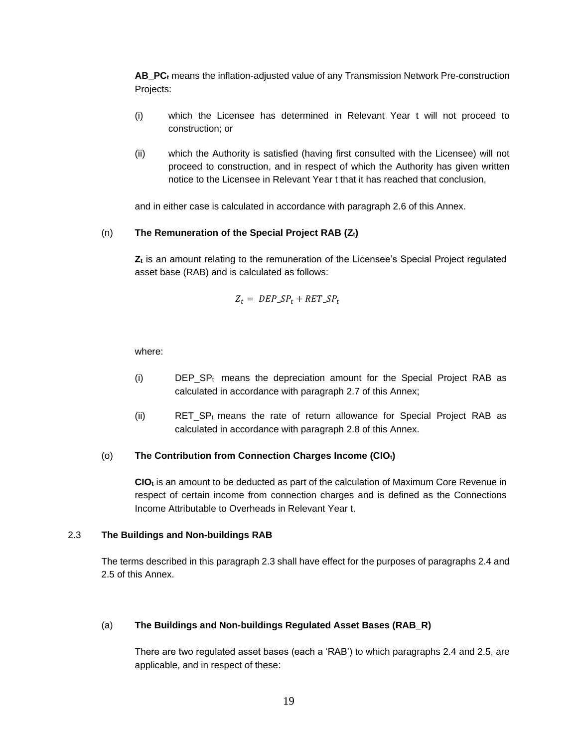**$AB\_PC_t$** means the inflation-adjusted value of any Transmission Network Pre-construction Projects:

(i) which the Licensee has determined in Relevant Year t will not proceed to construction; or

(ii) which the Authority is satisfied (having first consulted with the Licensee) will not proceed to construction, and in respect of which the Authority has given written notice to the Licensee in Relevant Year t that it has reached that conclusion,

and in either case is calculated in accordance with paragraph 2.6 of this Annex.

(n) **The Remuneration of the Special Project RAB ($Z_t$)**

**$Z_t$** is an amount relating to the remuneration of the Licensee's Special Project regulated asset base (RAB) and is calculated as follows:

$$Z_t = DEP\_SP_t + RET\_SP_t$$

where:

(i) $DEP\_SP_t$ means the depreciation amount for the Special Project RAB as calculated in accordance with paragraph 2.7 of this Annex;

(ii) $RET\_SP_t$ means the rate of return allowance for Special Project RAB as calculated in accordance with paragraph 2.8 of this Annex.

(o) **The Contribution from Connection Charges Income ($CIO_t$)**

**$CIO_t$** is an amount to be deducted as part of the calculation of Maximum Core Revenue in respect of certain income from connection charges and is defined as the Connections Income Attributable to Overheads in Relevant Year t.

## 2.3 The Buildings and Non-buildings RAB

The terms described in this paragraph 2.3 shall have effect for the purposes of paragraphs 2.4 and 2.5 of this Annex.

(a) **The Buildings and Non-buildings Regulated Asset Bases (RAB_R)**

There are two regulated asset bases (each a 'RAB') to which paragraphs 2.4 and 2.5, are applicable, and in respect of these: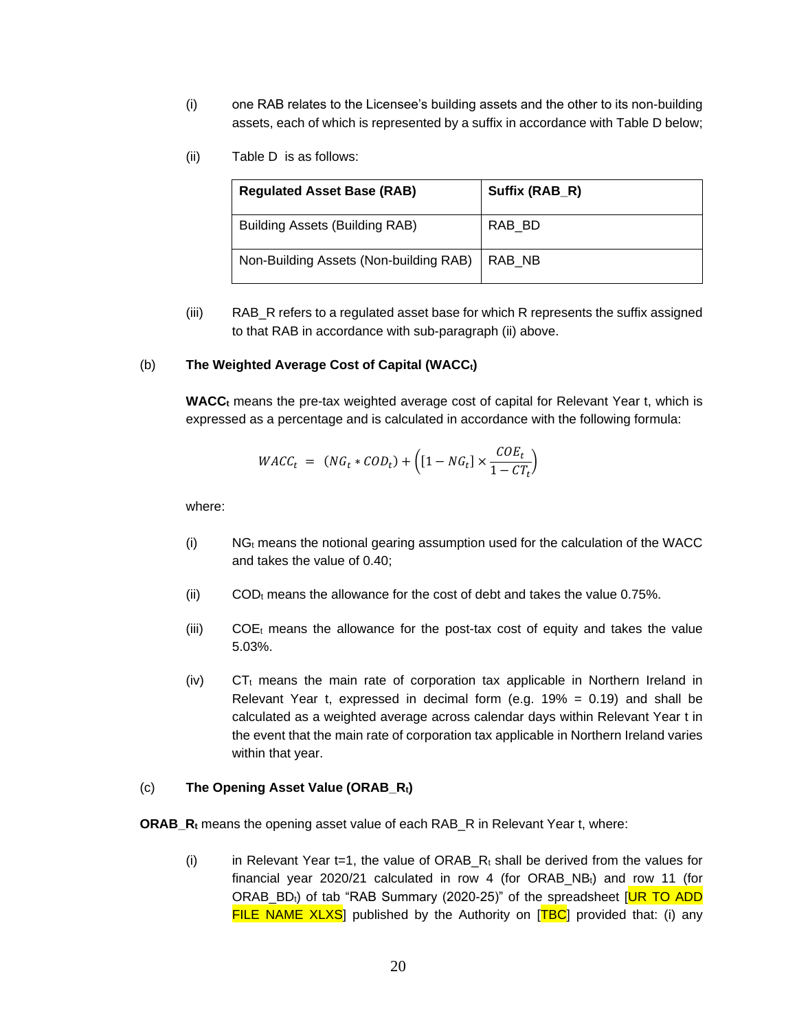(i) one RAB relates to the Licensee's building assets and the other to its non-building assets, each of which is represented by a suffix in accordance with Table D below;

(ii) Table D is as follows:

| Regulated Asset Base (RAB) | Suffix (RAB_R) |
|---|---|
| Building Assets (Building RAB) | RAB_BD |
| Non-Building Assets (Non-building RAB) | RAB_NB |

(iii) RAB_R refers to a regulated asset base for which R represents the suffix assigned to that RAB in accordance with sub-paragraph (ii) above.

(b) **The Weighted Average Cost of Capital ($WACC_t$)**

**$WACC_t$** means the pre-tax weighted average cost of capital for Relevant Year t, which is expressed as a percentage and is calculated in accordance with the following formula:

$$WACC_t = (NG_t * COD_t) + \left([1 - NG_t] \times \frac{COE_t}{1 - CT_t}\right)$$

where:

(i) $NG_t$ means the notional gearing assumption used for the calculation of the WACC and takes the value of 0.40;

(ii) $COD_t$ means the allowance for the cost of debt and takes the value 0.75%.

(iii) $COE_t$ means the allowance for the post-tax cost of equity and takes the value 5.03%.

(iv) $CT_t$ means the main rate of corporation tax applicable in Northern Ireland in Relevant Year t, expressed in decimal form (e.g. 19% = 0.19) and shall be calculated as a weighted average across calendar days within Relevant Year t in the event that the main rate of corporation tax applicable in Northern Ireland varies within that year.

(c) **The Opening Asset Value ($ORAB\_R_t$)**

**$ORAB\_R_t$** means the opening asset value of each RAB_R in Relevant Year t, where:

(i) in Relevant Year t=1, the value of $ORAB\_R_t$ shall be derived from the values for financial year 2020/21 calculated in row 4 (for $ORAB\_NB_t$) and row 11 (for $ORAB\_BD_t$) of tab "RAB Summary (2020-25)" of the spreadsheet [UR TO ADD FILE NAME XLXS] published by the Authority on [TBC] provided that: (i) any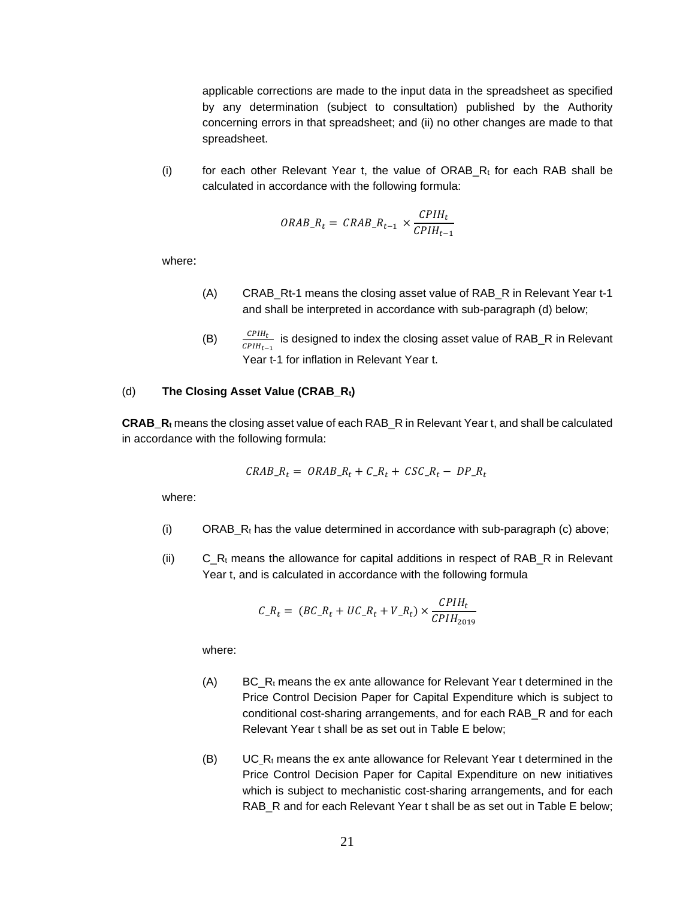applicable corrections are made to the input data in the spreadsheet as specified by any determination (subject to consultation) published by the Authority concerning errors in that spreadsheet; and (ii) no other changes are made to that spreadsheet.

(i) for each other Relevant Year t, the value of $ORAB\_R_t$ for each RAB shall be calculated in accordance with the following formula:

$$ORAB\_R_t = CRAB\_R_{t-1} \times \frac{CPIH_t}{CPIH_{t-1}}$$

where**:**

(A) CRAB_Rt-1 means the closing asset value of RAB_R in Relevant Year t-1 and shall be interpreted in accordance with sub-paragraph (d) below;

(B) $\frac{CPIH_t}{CPIH_{t-1}}$ is designed to index the closing asset value of RAB_R in Relevant Year t-1 for inflation in Relevant Year t.

(d) **The Closing Asset Value ($CRAB\_R_t$)**

**$CRAB\_R_t$** means the closing asset value of each RAB_R in Relevant Year t, and shall be calculated in accordance with the following formula:

$$CRAB\_R_t = ORAB\_R_t + C\_R_t + CSC\_R_t - DP\_R_t$$

where:

(i) $ORAB\_R_t$ has the value determined in accordance with sub-paragraph (c) above;

(ii) $C\_R_t$ means the allowance for capital additions in respect of RAB_R in Relevant Year t, and is calculated in accordance with the following formula

$$C\_R_t = (BC\_R_t + UC\_R_t + V\_R_t) \times \frac{CPIH_t}{CPIH_{2019}}$$

where:

(A) $BC\_R_t$ means the ex ante allowance for Relevant Year t determined in the Price Control Decision Paper for Capital Expenditure which is subject to conditional cost-sharing arrangements, and for each RAB_R and for each Relevant Year t shall be as set out in Table E below;

(B) $UC\_R_t$ means the ex ante allowance for Relevant Year t determined in the Price Control Decision Paper for Capital Expenditure on new initiatives which is subject to mechanistic cost-sharing arrangements, and for each RAB_R and for each Relevant Year t shall be as set out in Table E below;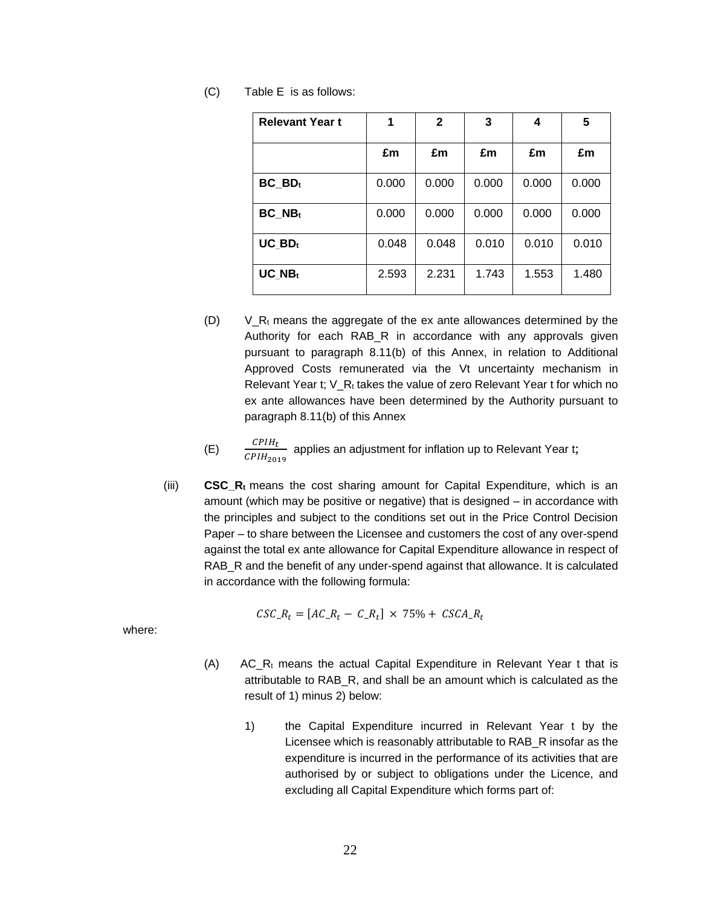(C) Table E is as follows:

| Relevant Year t | 1 | 2 | 3 | 4 | 5 |
|---|---|---|---|---|---|
| | £m | £m | £m | £m | £m |
| $BC\_BD_t$ | 0.000 | 0.000 | 0.000 | 0.000 | 0.000 |
| $BC\_NB_t$ | 0.000 | 0.000 | 0.000 | 0.000 | 0.000 |
| $UC\_BD_t$ | 0.048 | 0.048 | 0.010 | 0.010 | 0.010 |
| $UC\_NB_t$ | 2.593 | 2.231 | 1.743 | 1.553 | 1.480 |

(D) $V\_R_t$ means the aggregate of the ex ante allowances determined by the Authority for each RAB_R in accordance with any approvals given pursuant to paragraph 8.11(b) of this Annex, in relation to Additional Approved Costs remunerated via the Vt uncertainty mechanism in Relevant Year t; $V\_R_t$ takes the value of zero Relevant Year t for which no ex ante allowances have been determined by the Authority pursuant to paragraph 8.11(b) of this Annex

(E) $\frac{CPIH_t}{CPIH_{2019}}$ applies an adjustment for inflation up to Relevant Year t;

(iii) **$CSC\_R_t$** means the cost sharing amount for Capital Expenditure, which is an amount (which may be positive or negative) that is designed – in accordance with the principles and subject to the conditions set out in the Price Control Decision Paper – to share between the Licensee and customers the cost of any over-spend against the total ex ante allowance for Capital Expenditure allowance in respect of RAB_R and the benefit of any under-spend against that allowance. It is calculated in accordance with the following formula:

$$CSC\_R_t = [AC\_R_t - C\_R_t] \times 75\% + CSCA\_R_t$$

where:

(A) $AC\_R_t$ means the actual Capital Expenditure in Relevant Year t that is attributable to RAB_R, and shall be an amount which is calculated as the result of 1) minus 2) below:

1) the Capital Expenditure incurred in Relevant Year t by the Licensee which is reasonably attributable to RAB_R insofar as the expenditure is incurred in the performance of its activities that are authorised by or subject to obligations under the Licence, and excluding all Capital Expenditure which forms part of: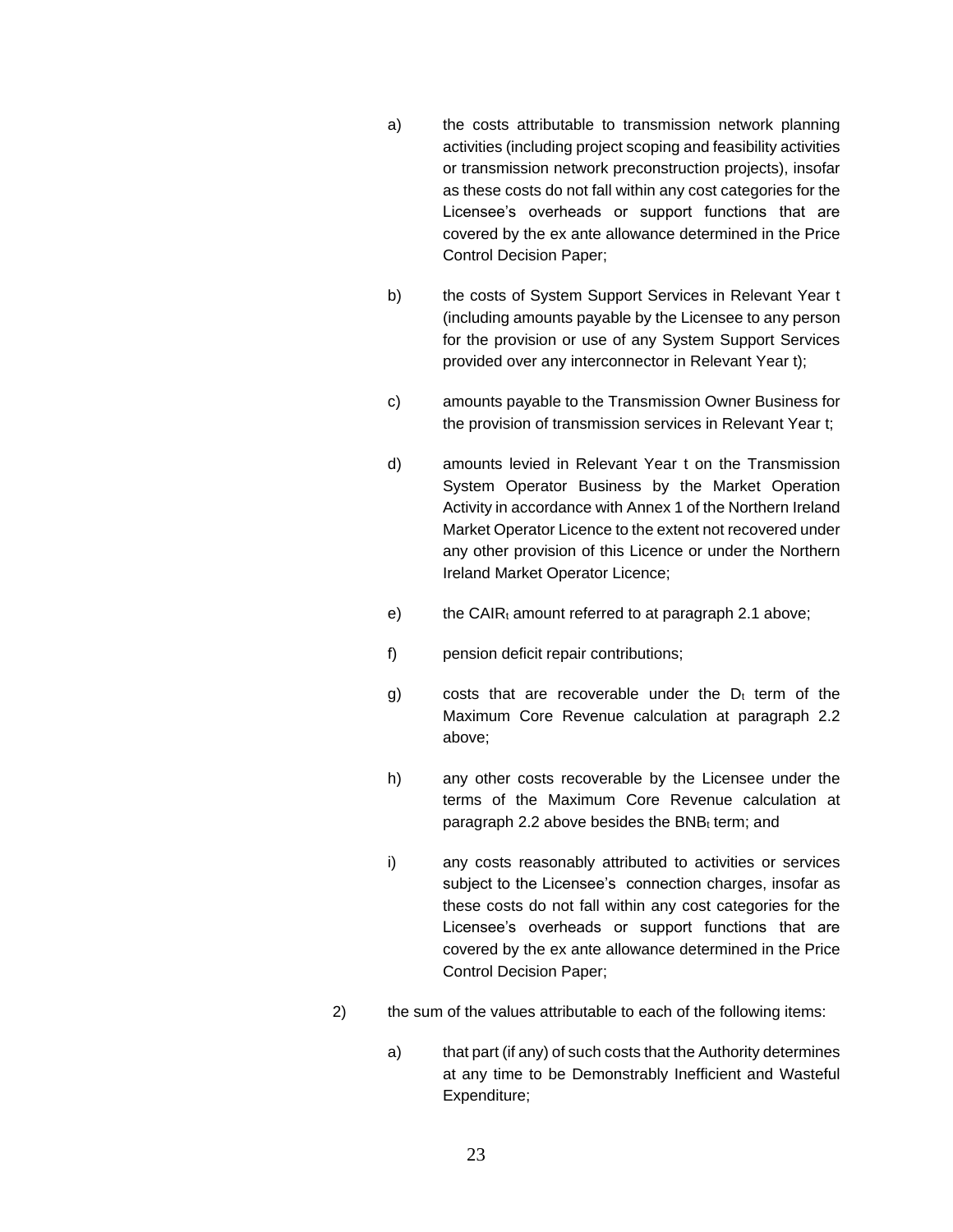a) the costs attributable to transmission network planning activities (including project scoping and feasibility activities or transmission network preconstruction projects), insofar as these costs do not fall within any cost categories for the Licensee's overheads or support functions that are covered by the ex ante allowance determined in the Price Control Decision Paper;

b) the costs of System Support Services in Relevant Year t (including amounts payable by the Licensee to any person for the provision or use of any System Support Services provided over any interconnector in Relevant Year t);

c) amounts payable to the Transmission Owner Business for the provision of transmission services in Relevant Year t;

d) amounts levied in Relevant Year t on the Transmission System Operator Business by the Market Operation Activity in accordance with Annex 1 of the Northern Ireland Market Operator Licence to the extent not recovered under any other provision of this Licence or under the Northern Ireland Market Operator Licence;

e) the $CAIR_t$ amount referred to at paragraph 2.1 above;

f) pension deficit repair contributions;

g) costs that are recoverable under the $D_t$ term of the Maximum Core Revenue calculation at paragraph 2.2 above;

h) any other costs recoverable by the Licensee under the terms of the Maximum Core Revenue calculation at paragraph 2.2 above besides the $BNB_t$ term; and

i) any costs reasonably attributed to activities or services subject to the Licensee's connection charges, insofar as these costs do not fall within any cost categories for the Licensee's overheads or support functions that are covered by the ex ante allowance determined in the Price Control Decision Paper;

2) the sum of the values attributable to each of the following items:

a) that part (if any) of such costs that the Authority determines at any time to be Demonstrably Inefficient and Wasteful Expenditure;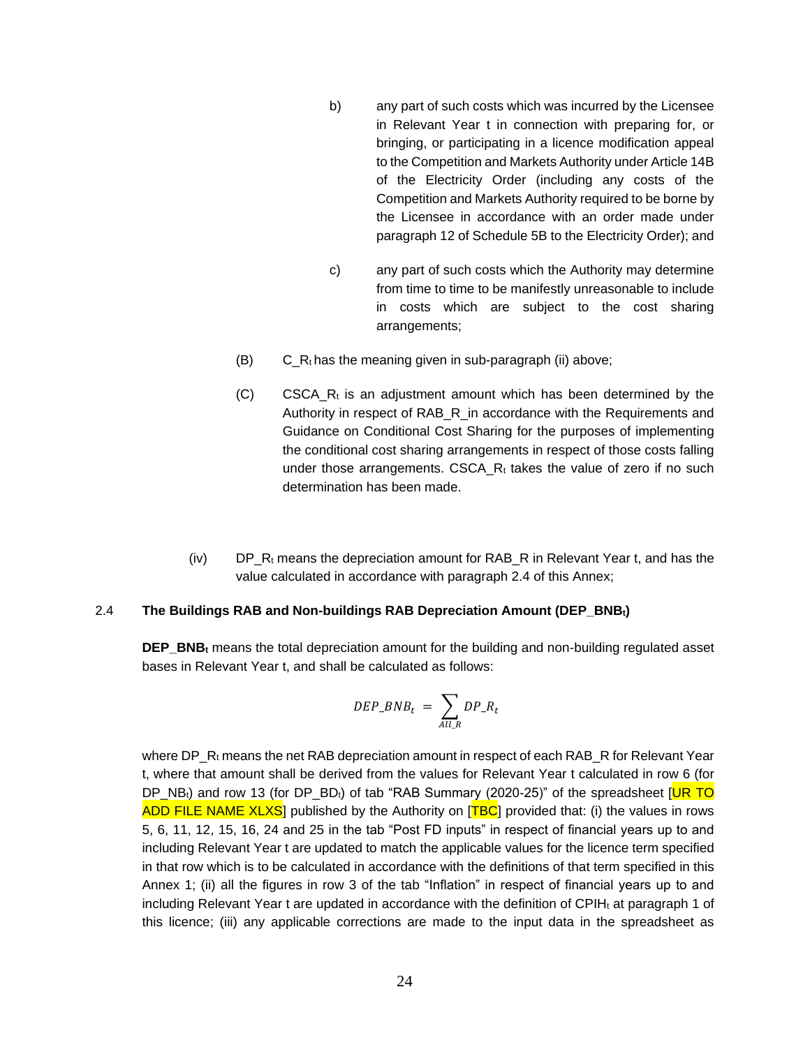b) any part of such costs which was incurred by the Licensee in Relevant Year t in connection with preparing for, or bringing, or participating in a licence modification appeal to the Competition and Markets Authority under Article 14B of the Electricity Order (including any costs of the Competition and Markets Authority required to be borne by the Licensee in accordance with an order made under paragraph 12 of Schedule 5B to the Electricity Order); and

c) any part of such costs which the Authority may determine from time to time to be manifestly unreasonable to include in costs which are subject to the cost sharing arrangements;

(B) $C\_R_t$ has the meaning given in sub-paragraph (ii) above;

(C) $CSCA\_R_t$ is an adjustment amount which has been determined by the Authority in respect of RAB_R in accordance with the Requirements and Guidance on Conditional Cost Sharing for the purposes of implementing the conditional cost sharing arrangements in respect of those costs falling under those arrangements. $CSCA\_R_t$ takes the value of zero if no such determination has been made.

(iv) $DP\_R_t$ means the depreciation amount for RAB_R in Relevant Year t, and has the value calculated in accordance with paragraph 2.4 of this Annex;

**2.4 The Buildings RAB and Non-buildings RAB Depreciation Amount ($DEP\_BNB_t$)**

**$DEP\_BNB_t$** means the total depreciation amount for the building and non-building regulated asset bases in Relevant Year t, and shall be calculated as follows:

$$DEP\_BNB_t = \sum_{All\_R} DP\_R_t$$

where $DP\_R_t$ means the net RAB depreciation amount in respect of each RAB_R for Relevant Year t, where that amount shall be derived from the values for Relevant Year t calculated in row 6 (for $DP\_NB_t$) and row 13 (for $DP\_BD_t$) of tab "RAB Summary (2020-25)" of the spreadsheet [UR TO ADD FILE NAME XLXS] published by the Authority on [TBC] provided that: (i) the values in rows 5, 6, 11, 12, 15, 16, 24 and 25 in the tab "Post FD inputs" in respect of financial years up to and including Relevant Year t are updated to match the applicable values for the licence term specified in that row which is to be calculated in accordance with the definitions of that term specified in this Annex 1; (ii) all the figures in row 3 of the tab "Inflation" in respect of financial years up to and including Relevant Year t are updated in accordance with the definition of $CPIH_t$ at paragraph 1 of this licence; (iii) any applicable corrections are made to the input data in the spreadsheet as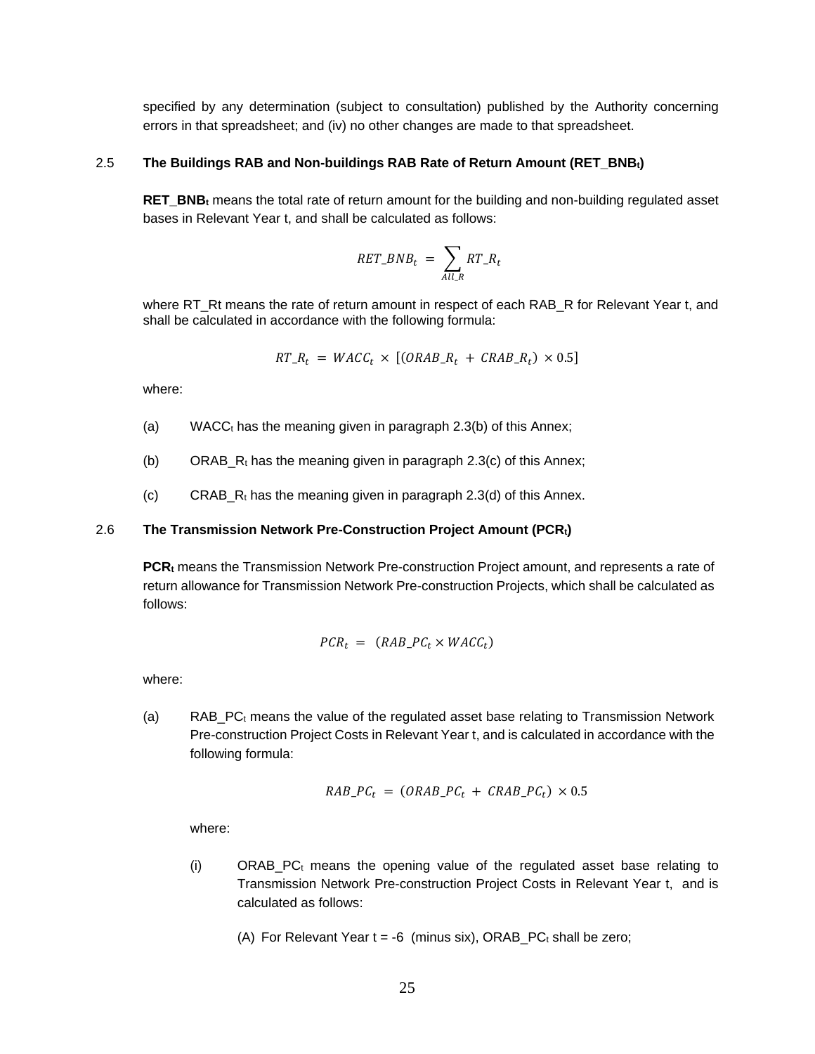specified by any determination (subject to consultation) published by the Authority concerning errors in that spreadsheet; and (iv) no other changes are made to that spreadsheet.

### 2.5 The Buildings RAB and Non-buildings RAB Rate of Return Amount ($RET\_BNB_t$)

**$RET\_BNB_t$** means the total rate of return amount for the building and non-building regulated asset bases in Relevant Year t, and shall be calculated as follows:

$$RET\_BNB_t = \sum_{All\_R} RT\_R_t$$

where RT_Rt means the rate of return amount in respect of each RAB_R for Relevant Year t, and shall be calculated in accordance with the following formula:

$$RT\_R_t = WACC_t \times [(ORAB\_R_t + CRAB\_R_t) \times 0.5]$$

where:

(a) $WACC_t$ has the meaning given in paragraph 2.3(b) of this Annex;

(b) $ORAB\_R_t$ has the meaning given in paragraph 2.3(c) of this Annex;

(c) $CRAB\_R_t$ has the meaning given in paragraph 2.3(d) of this Annex.

### 2.6 The Transmission Network Pre-Construction Project Amount ($PCR_t$)

**$PCR_t$** means the Transmission Network Pre-construction Project amount, and represents a rate of return allowance for Transmission Network Pre-construction Projects, which shall be calculated as follows:

$$PCR_t = (RAB\_PC_t \times WACC_t)$$

where:

(a) $RAB\_PC_t$ means the value of the regulated asset base relating to Transmission Network Pre-construction Project Costs in Relevant Year t, and is calculated in accordance with the following formula:

$$RAB\_PC_t = (ORAB\_PC_t + CRAB\_PC_t) \times 0.5$$

where:

(i) $ORAB\_PC_t$ means the opening value of the regulated asset base relating to Transmission Network Pre-construction Project Costs in Relevant Year t, and is calculated as follows:

(A) For Relevant Year t = -6 (minus six), $ORAB\_PC_t$ shall be zero;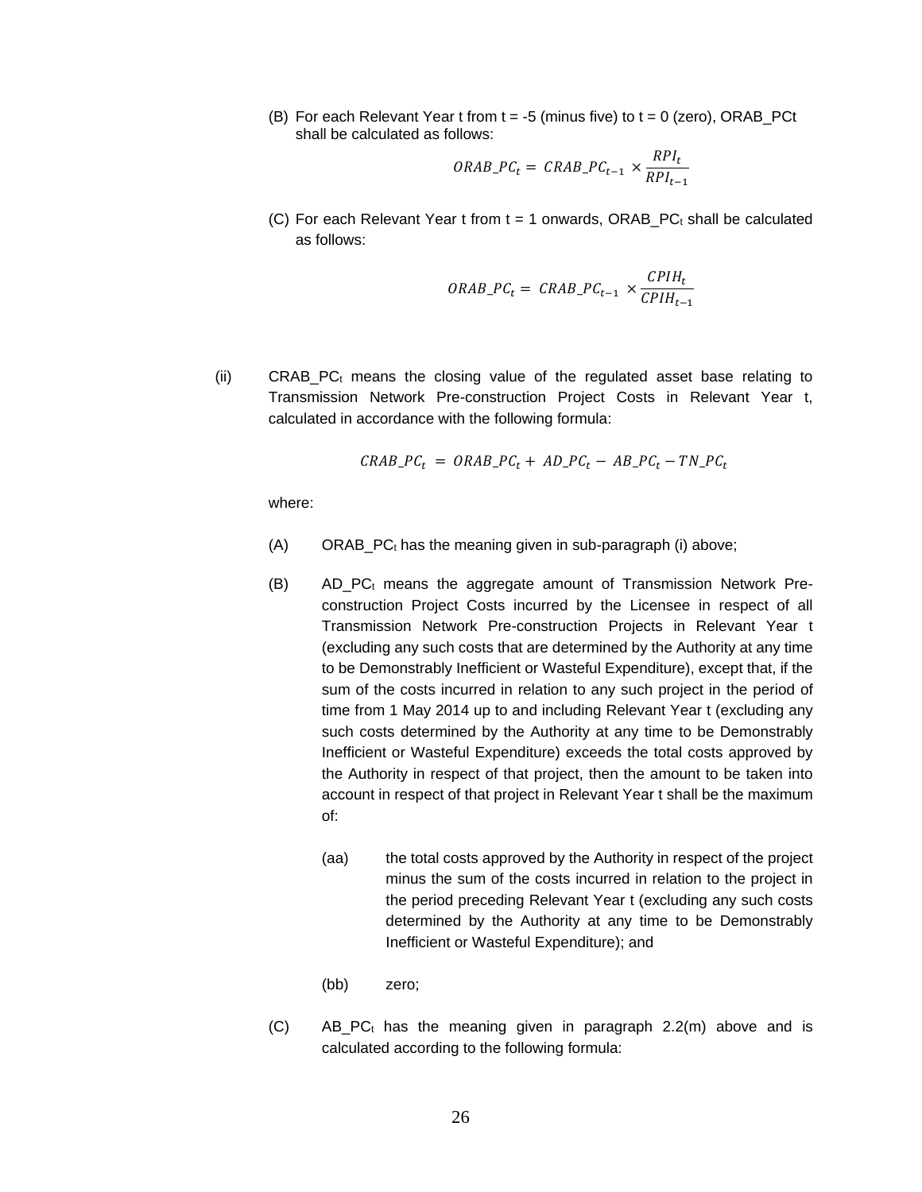(B) For each Relevant Year t from t = -5 (minus five) to t = 0 (zero), $ORAB\_PC_t$ shall be calculated as follows:

$$ORAB\_PC_t = CRAB\_PC_{t-1} \times \frac{RPI_t}{RPI_{t-1}}$$

(C) For each Relevant Year t from t = 1 onwards, $ORAB\_PC_t$ shall be calculated as follows:

$$ORAB\_PC_t = CRAB\_PC_{t-1} \times \frac{CPIH_t}{CPIH_{t-1}}$$

(ii) $CRAB\_PC_t$ means the closing value of the regulated asset base relating to Transmission Network Pre-construction Project Costs in Relevant Year t, calculated in accordance with the following formula:

$$CRAB\_PC_t = ORAB\_PC_t + AD\_PC_t - AB\_PC_t - TN\_PC_t$$

where:

(A) $ORAB\_PC_t$ has the meaning given in sub-paragraph (i) above;

(B) $AD\_PC_t$ means the aggregate amount of Transmission Network Pre-construction Project Costs incurred by the Licensee in respect of all Transmission Network Pre-construction Projects in Relevant Year t (excluding any such costs that are determined by the Authority at any time to be Demonstrably Inefficient or Wasteful Expenditure), except that, if the sum of the costs incurred in relation to any such project in the period of time from 1 May 2014 up to and including Relevant Year t (excluding any such costs determined by the Authority at any time to be Demonstrably Inefficient or Wasteful Expenditure) exceeds the total costs approved by the Authority in respect of that project, then the amount to be taken into account in respect of that project in Relevant Year t shall be the maximum of:

(aa) the total costs approved by the Authority in respect of the project minus the sum of the costs incurred in relation to the project in the period preceding Relevant Year t (excluding any such costs determined by the Authority at any time to be Demonstrably Inefficient or Wasteful Expenditure); and

(bb) zero;

(C) $AB\_PC_t$ has the meaning given in paragraph 2.2(m) above and is calculated according to the following formula: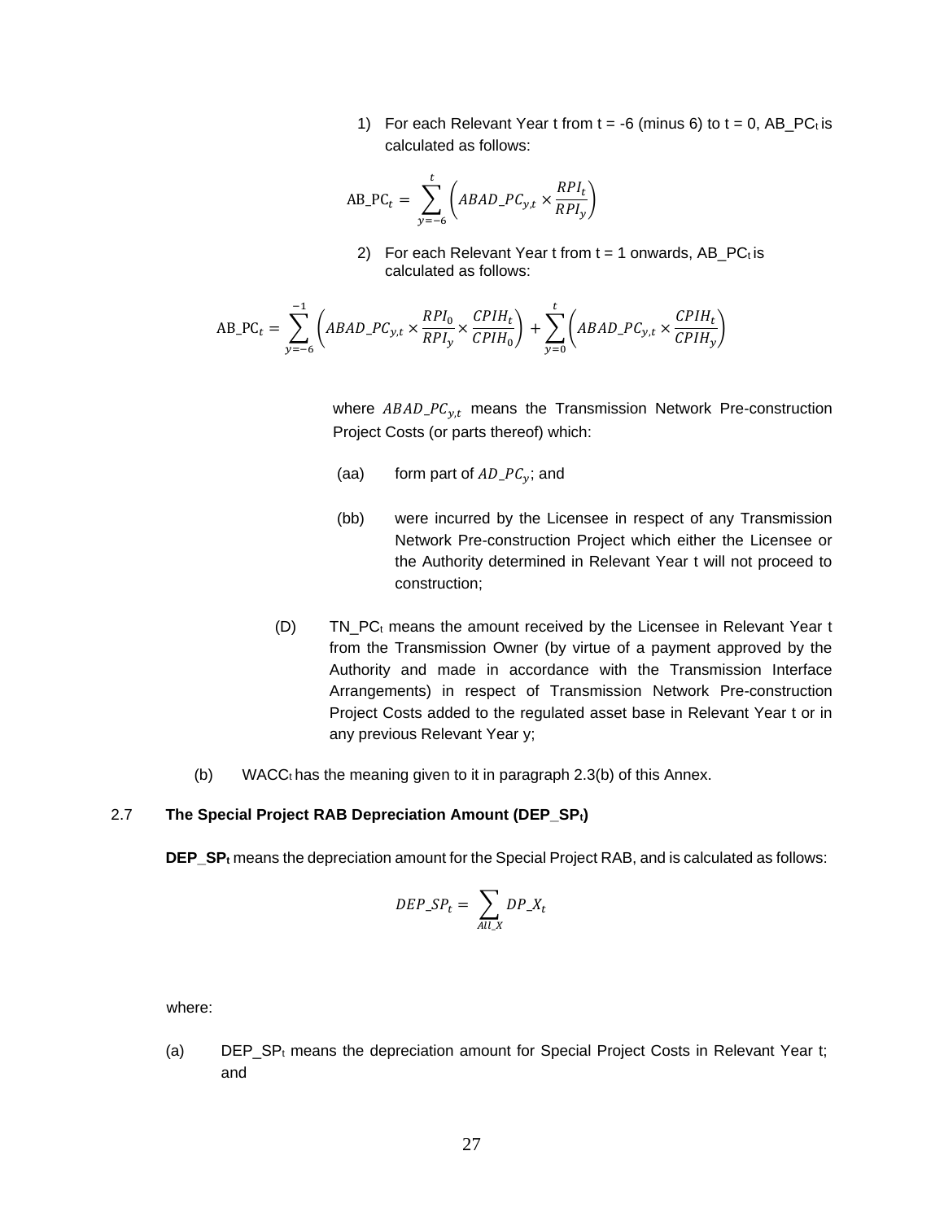1) For each Relevant Year t from t = -6 (minus 6) to t = 0, $AB\_PC_t$ is calculated as follows:

$$\text{AB\_PC}_t = \sum_{y=-6}^{t} \left( ABAD\_PC_{y,t} \times \frac{RPI_t}{RPI_y} \right)$$

2) For each Relevant Year t from t = 1 onwards, $AB\_PC_t$ is calculated as follows:

$$\text{AB\_PC}_t = \sum_{y=-6}^{-1} \left( ABAD\_PC_{y,t} \times \frac{RPI_0}{RPI_y} \times \frac{CPIH_t}{CPIH_0} \right) + \sum_{y=0}^{t} \left( ABAD\_PC_{y,t} \times \frac{CPIH_t}{CPIH_y} \right)$$

where $ABAD\_PC_{y,t}$ means the Transmission Network Pre-construction Project Costs (or parts thereof) which:

(aa) form part of $AD\_PC_y$; and

(bb) were incurred by the Licensee in respect of any Transmission Network Pre-construction Project which either the Licensee or the Authority determined in Relevant Year t will not proceed to construction;

(D) $TN\_PC_t$ means the amount received by the Licensee in Relevant Year t from the Transmission Owner (by virtue of a payment approved by the Authority and made in accordance with the Transmission Interface Arrangements) in respect of Transmission Network Pre-construction Project Costs added to the regulated asset base in Relevant Year t or in any previous Relevant Year y;

(b) $WACC_t$ has the meaning given to it in paragraph 2.3(b) of this Annex.

## 2.7 The Special Project RAB Depreciation Amount ($DEP\_SP_t$)

**$DEP\_SP_t$** means the depreciation amount for the Special Project RAB, and is calculated as follows:

$$DEP\_SP_t = \sum_{All\_X} DP\_X_t$$

where:

(a) $DEP\_SP_t$ means the depreciation amount for Special Project Costs in Relevant Year t; and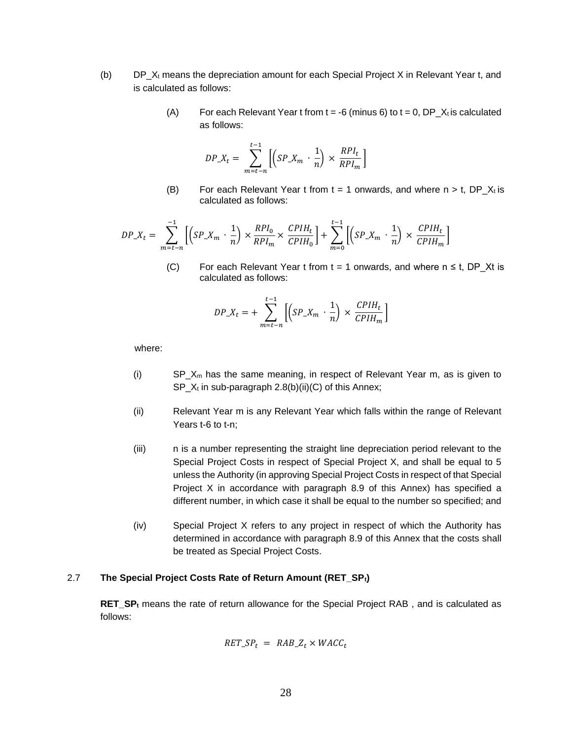(b) $DP\_X_t$ means the depreciation amount for each Special Project X in Relevant Year t, and is calculated as follows:

(A) For each Relevant Year t from t = -6 (minus 6) to t = 0, $DP\_X_t$ is calculated as follows:

$$DP\_X_t = \sum_{m=t-n}^{t-1} \left[ \left( SP\_X_m \cdot \frac{1}{n} \right) \times \frac{RPI_t}{RPI_m} \right]$$

(B) For each Relevant Year t from t = 1 onwards, and where n > t, $DP\_X_t$ is calculated as follows:

$$DP\_X_t = \sum_{m=t-n}^{-1} \left[ \left( SP\_X_m \cdot \frac{1}{n} \right) \times \frac{RPI_0}{RPI_m} \times \frac{CPIH_t}{CPIH_0} \right] + \sum_{m=0}^{t-1} \left[ \left( SP\_X_m \cdot \frac{1}{n} \right) \times \frac{CPIH_t}{CPIH_m} \right]$$

(C) For each Relevant Year t from t = 1 onwards, and where n ≤ t, DP_Xt is calculated as follows:

$$DP\_X_t = + \sum_{m=t-n}^{t-1} \left[ \left( SP\_X_m \cdot \frac{1}{n} \right) \times \frac{CPIH_t}{CPIH_m} \right]$$

where:

(i) $SP\_X_m$ has the same meaning, in respect of Relevant Year m, as is given to $SP\_X_t$ in sub-paragraph 2.8(b)(ii)(C) of this Annex;

(ii) Relevant Year m is any Relevant Year which falls within the range of Relevant Years t-6 to t-n;

(iii) n is a number representing the straight line depreciation period relevant to the Special Project Costs in respect of Special Project X, and shall be equal to 5 unless the Authority (in approving Special Project Costs in respect of that Special Project X in accordance with paragraph 8.9 of this Annex) has specified a different number, in which case it shall be equal to the number so specified; and

(iv) Special Project X refers to any project in respect of which the Authority has determined in accordance with paragraph 8.9 of this Annex that the costs shall be treated as Special Project Costs.

### 2.7 The Special Project Costs Rate of Return Amount ($RET\_SP_t$)

**$RET\_SP_t$** means the rate of return allowance for the Special Project RAB , and is calculated as follows:

$$RET\_SP_t = RAB\_Z_t \times WACC_t$$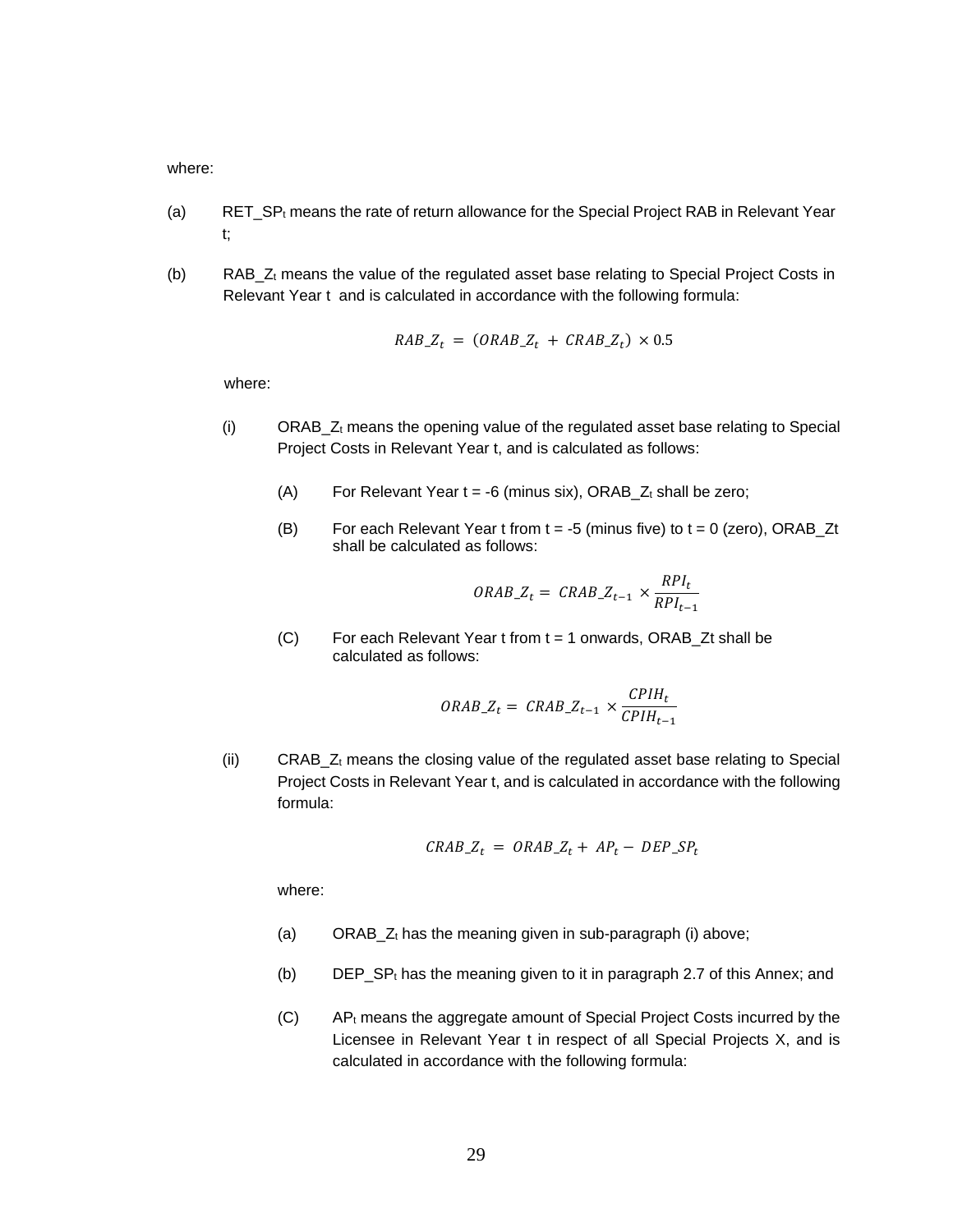where:

(a) $RET\_SP_t$ means the rate of return allowance for the Special Project RAB in Relevant Year t;

(b) $RAB\_Z_t$ means the value of the regulated asset base relating to Special Project Costs in Relevant Year t and is calculated in accordance with the following formula:

$$RAB\_Z_t = (ORAB\_Z_t + CRAB\_Z_t) \times 0.5$$

where:

(i) $ORAB\_Z_t$ means the opening value of the regulated asset base relating to Special Project Costs in Relevant Year t, and is calculated as follows:

(A) For Relevant Year t = -6 (minus six), $ORAB\_Z_t$ shall be zero;

(B) For each Relevant Year t from t = -5 (minus five) to t = 0 (zero), ORAB_Zt shall be calculated as follows:

$$ORAB\_Z_t = CRAB\_Z_{t-1} \times \frac{RPI_t}{RPI_{t-1}}$$

(C) For each Relevant Year t from t = 1 onwards, ORAB_Zt shall be calculated as follows:

$$ORAB\_Z_t = CRAB\_Z_{t-1} \times \frac{CPIH_t}{CPIH_{t-1}}$$

(ii) $CRAB\_Z_t$ means the closing value of the regulated asset base relating to Special Project Costs in Relevant Year t, and is calculated in accordance with the following formula:

$$CRAB\_Z_t = ORAB\_Z_t + AP_t - DEP\_SP_t$$

where:

(a) $ORAB\_Z_t$ has the meaning given in sub-paragraph (i) above;

(b) $DEP\_SP_t$ has the meaning given to it in paragraph 2.7 of this Annex; and

(C) $AP_t$ means the aggregate amount of Special Project Costs incurred by the Licensee in Relevant Year t in respect of all Special Projects X, and is calculated in accordance with the following formula: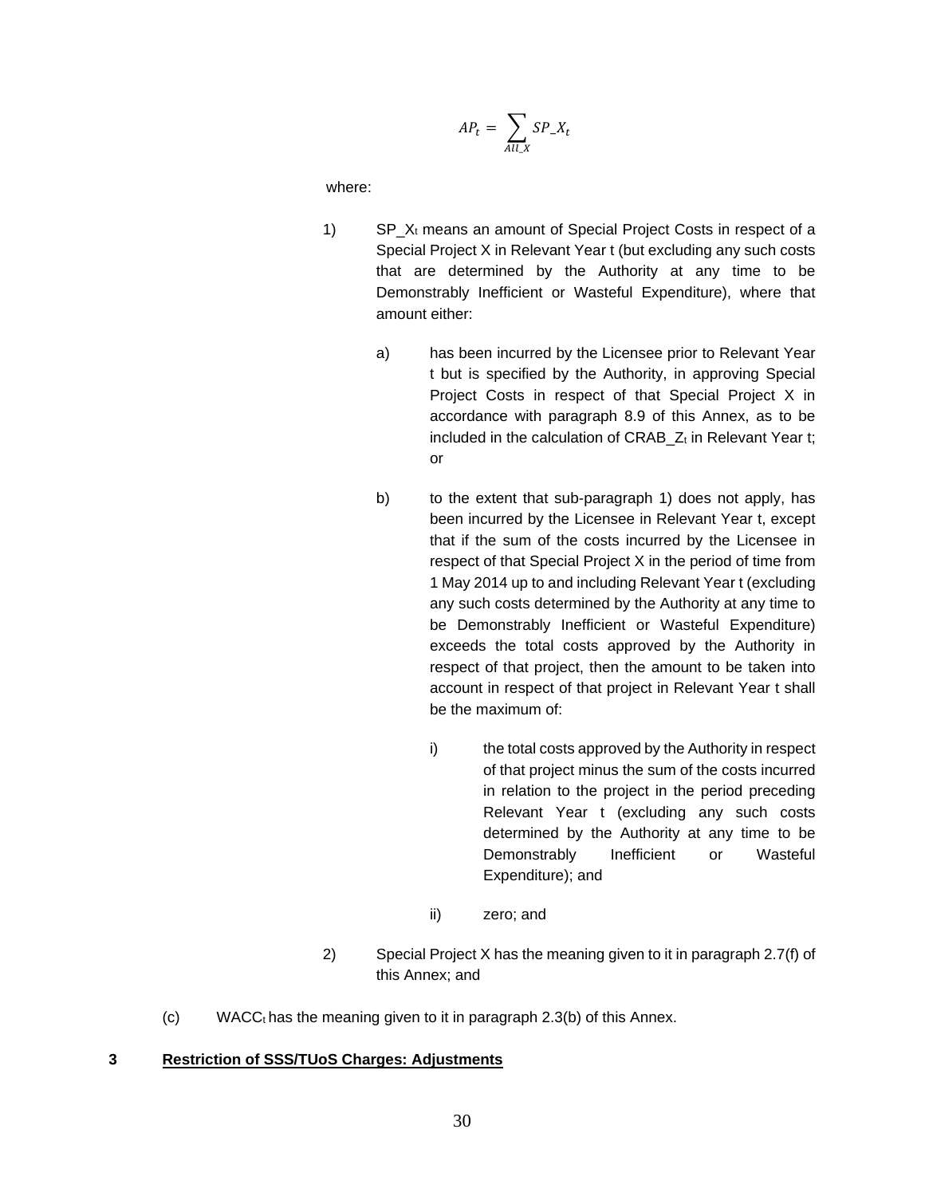$$AP_t = \sum_{All\_X} SP\_X_t$$

where:

1) $SP\_X_t$ means an amount of Special Project Costs in respect of a Special Project X in Relevant Year t (but excluding any such costs that are determined by the Authority at any time to be Demonstrably Inefficient or Wasteful Expenditure), where that amount either:

   a) has been incurred by the Licensee prior to Relevant Year t but is specified by the Authority, in approving Special Project Costs in respect of that Special Project X in accordance with paragraph 8.9 of this Annex, as to be included in the calculation of $CRAB\_Z_t$ in Relevant Year t; or

   b) to the extent that sub-paragraph 1) does not apply, has been incurred by the Licensee in Relevant Year t, except that if the sum of the costs incurred by the Licensee in respect of that Special Project X in the period of time from 1 May 2014 up to and including Relevant Year t (excluding any such costs determined by the Authority at any time to be Demonstrably Inefficient or Wasteful Expenditure) exceeds the total costs approved by the Authority in respect of that project, then the amount to be taken into account in respect of that project in Relevant Year t shall be the maximum of:

      i) the total costs approved by the Authority in respect of that project minus the sum of the costs incurred in relation to the project in the period preceding Relevant Year t (excluding any such costs determined by the Authority at any time to be Demonstrably Inefficient or Wasteful Expenditure); and

      ii) zero; and

2) Special Project X has the meaning given to it in paragraph 2.7(f) of this Annex; and

(c) $WACC_t$ has the meaning given to it in paragraph 2.3(b) of this Annex.

## 3 Restriction of SSS/TUoS Charges: Adjustments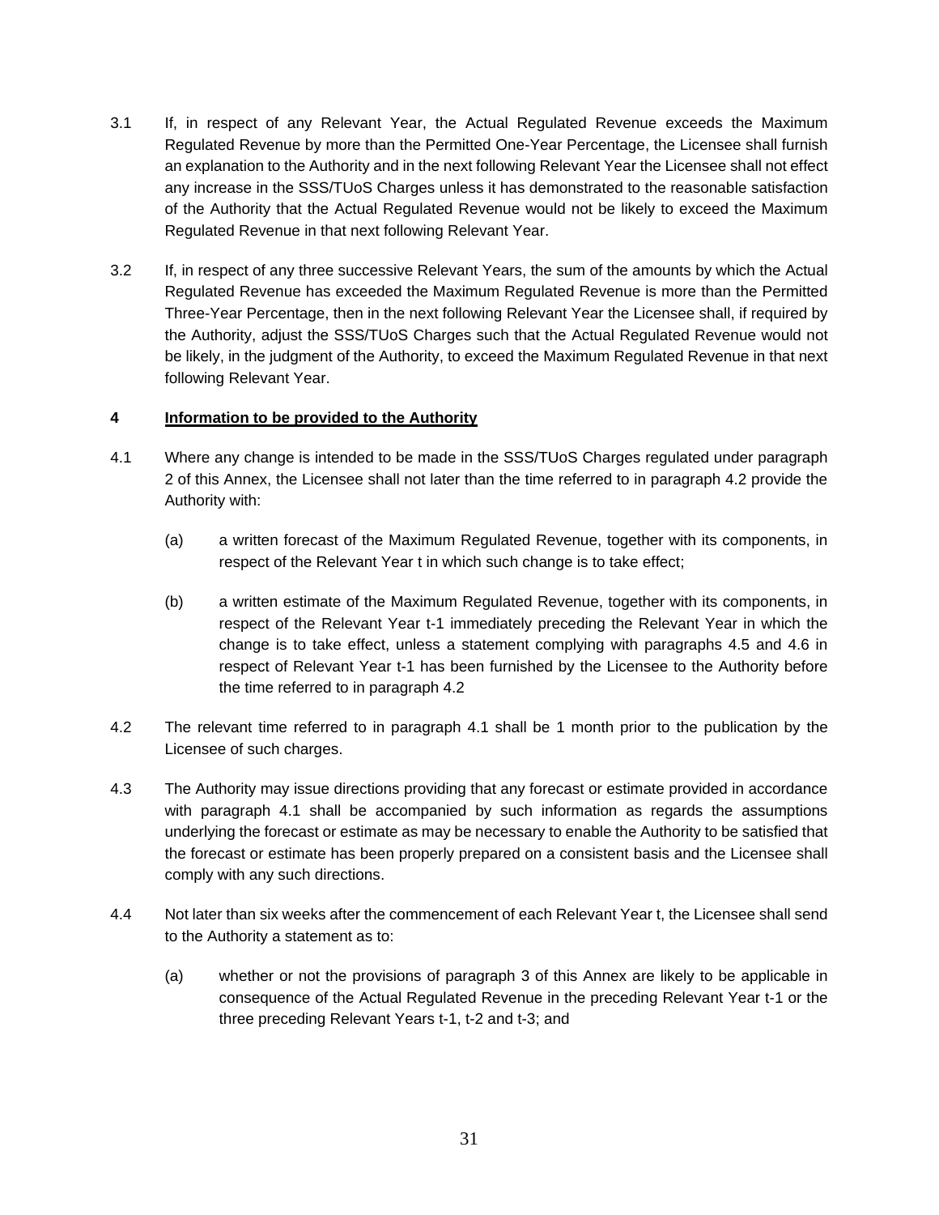3.1 If, in respect of any Relevant Year, the Actual Regulated Revenue exceeds the Maximum Regulated Revenue by more than the Permitted One-Year Percentage, the Licensee shall furnish an explanation to the Authority and in the next following Relevant Year the Licensee shall not effect any increase in the SSS/TUoS Charges unless it has demonstrated to the reasonable satisfaction of the Authority that the Actual Regulated Revenue would not be likely to exceed the Maximum Regulated Revenue in that next following Relevant Year.

3.2 If, in respect of any three successive Relevant Years, the sum of the amounts by which the Actual Regulated Revenue has exceeded the Maximum Regulated Revenue is more than the Permitted Three-Year Percentage, then in the next following Relevant Year the Licensee shall, if required by the Authority, adjust the SSS/TUoS Charges such that the Actual Regulated Revenue would not be likely, in the judgment of the Authority, to exceed the Maximum Regulated Revenue in that next following Relevant Year.

## 4 Information to be provided to the Authority

4.1 Where any change is intended to be made in the SSS/TUoS Charges regulated under paragraph 2 of this Annex, the Licensee shall not later than the time referred to in paragraph 4.2 provide the Authority with:

(a) a written forecast of the Maximum Regulated Revenue, together with its components, in respect of the Relevant Year t in which such change is to take effect;

(b) a written estimate of the Maximum Regulated Revenue, together with its components, in respect of the Relevant Year t-1 immediately preceding the Relevant Year in which the change is to take effect, unless a statement complying with paragraphs 4.5 and 4.6 in respect of Relevant Year t-1 has been furnished by the Licensee to the Authority before the time referred to in paragraph 4.2

4.2 The relevant time referred to in paragraph 4.1 shall be 1 month prior to the publication by the Licensee of such charges.

4.3 The Authority may issue directions providing that any forecast or estimate provided in accordance with paragraph 4.1 shall be accompanied by such information as regards the assumptions underlying the forecast or estimate as may be necessary to enable the Authority to be satisfied that the forecast or estimate has been properly prepared on a consistent basis and the Licensee shall comply with any such directions.

4.4 Not later than six weeks after the commencement of each Relevant Year t, the Licensee shall send to the Authority a statement as to:

(a) whether or not the provisions of paragraph 3 of this Annex are likely to be applicable in consequence of the Actual Regulated Revenue in the preceding Relevant Year t-1 or the three preceding Relevant Years t-1, t-2 and t-3; and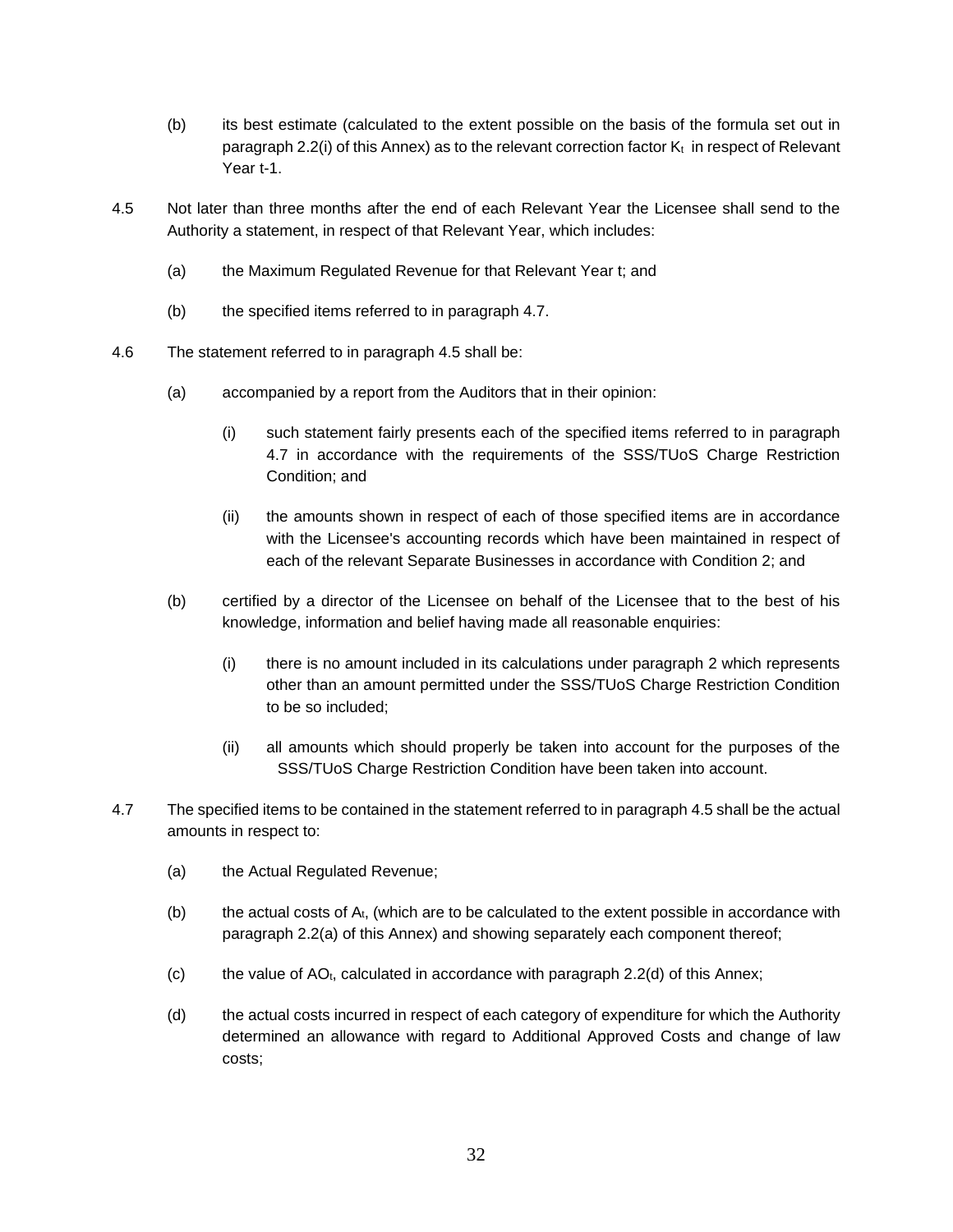(b) its best estimate (calculated to the extent possible on the basis of the formula set out in paragraph 2.2(i) of this Annex) as to the relevant correction factor $K_t$ in respect of Relevant Year t-1.

4.5 Not later than three months after the end of each Relevant Year the Licensee shall send to the Authority a statement, in respect of that Relevant Year, which includes:

(a) the Maximum Regulated Revenue for that Relevant Year t; and

(b) the specified items referred to in paragraph 4.7.

4.6 The statement referred to in paragraph 4.5 shall be:

(a) accompanied by a report from the Auditors that in their opinion:

(i) such statement fairly presents each of the specified items referred to in paragraph 4.7 in accordance with the requirements of the SSS/TUoS Charge Restriction Condition; and

(ii) the amounts shown in respect of each of those specified items are in accordance with the Licensee's accounting records which have been maintained in respect of each of the relevant Separate Businesses in accordance with Condition 2; and

(b) certified by a director of the Licensee on behalf of the Licensee that to the best of his knowledge, information and belief having made all reasonable enquiries:

(i) there is no amount included in its calculations under paragraph 2 which represents other than an amount permitted under the SSS/TUoS Charge Restriction Condition to be so included;

(ii) all amounts which should properly be taken into account for the purposes of the SSS/TUoS Charge Restriction Condition have been taken into account.

4.7 The specified items to be contained in the statement referred to in paragraph 4.5 shall be the actual amounts in respect to:

(a) the Actual Regulated Revenue;

(b) the actual costs of $A_t$, (which are to be calculated to the extent possible in accordance with paragraph 2.2(a) of this Annex) and showing separately each component thereof;

(c) the value of $AO_t$, calculated in accordance with paragraph 2.2(d) of this Annex;

(d) the actual costs incurred in respect of each category of expenditure for which the Authority determined an allowance with regard to Additional Approved Costs and change of law costs;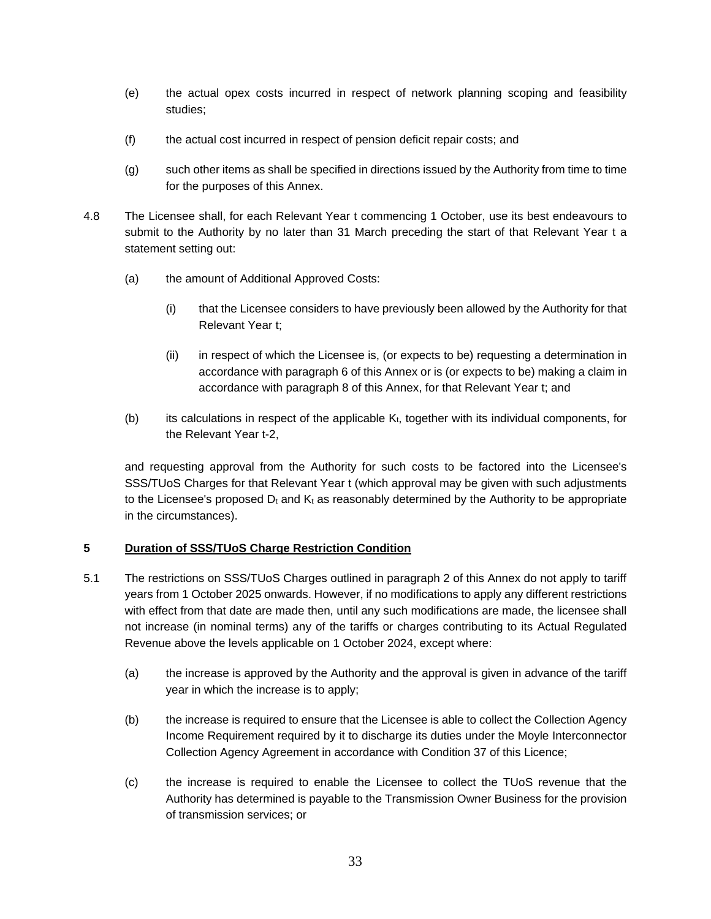(e) the actual opex costs incurred in respect of network planning scoping and feasibility studies;

(f) the actual cost incurred in respect of pension deficit repair costs; and

(g) such other items as shall be specified in directions issued by the Authority from time to time for the purposes of this Annex.

4.8 The Licensee shall, for each Relevant Year t commencing 1 October, use its best endeavours to submit to the Authority by no later than 31 March preceding the start of that Relevant Year t a statement setting out:

(a) the amount of Additional Approved Costs:

(i) that the Licensee considers to have previously been allowed by the Authority for that Relevant Year t;

(ii) in respect of which the Licensee is, (or expects to be) requesting a determination in accordance with paragraph 6 of this Annex or is (or expects to be) making a claim in accordance with paragraph 8 of this Annex, for that Relevant Year t; and

(b) its calculations in respect of the applicable $K_t$, together with its individual components, for the Relevant Year t-2,

and requesting approval from the Authority for such costs to be factored into the Licensee's SSS/TUoS Charges for that Relevant Year t (which approval may be given with such adjustments to the Licensee's proposed $D_t$ and $K_t$ as reasonably determined by the Authority to be appropriate in the circumstances).

**5 <u>Duration of SSS/TUoS Charge Restriction Condition</u>**

5.1 The restrictions on SSS/TUoS Charges outlined in paragraph 2 of this Annex do not apply to tariff years from 1 October 2025 onwards. However, if no modifications to apply any different restrictions with effect from that date are made then, until any such modifications are made, the licensee shall not increase (in nominal terms) any of the tariffs or charges contributing to its Actual Regulated Revenue above the levels applicable on 1 October 2024, except where:

(a) the increase is approved by the Authority and the approval is given in advance of the tariff year in which the increase is to apply;

(b) the increase is required to ensure that the Licensee is able to collect the Collection Agency Income Requirement required by it to discharge its duties under the Moyle Interconnector Collection Agency Agreement in accordance with Condition 37 of this Licence;

(c) the increase is required to enable the Licensee to collect the TUoS revenue that the Authority has determined is payable to the Transmission Owner Business for the provision of transmission services; or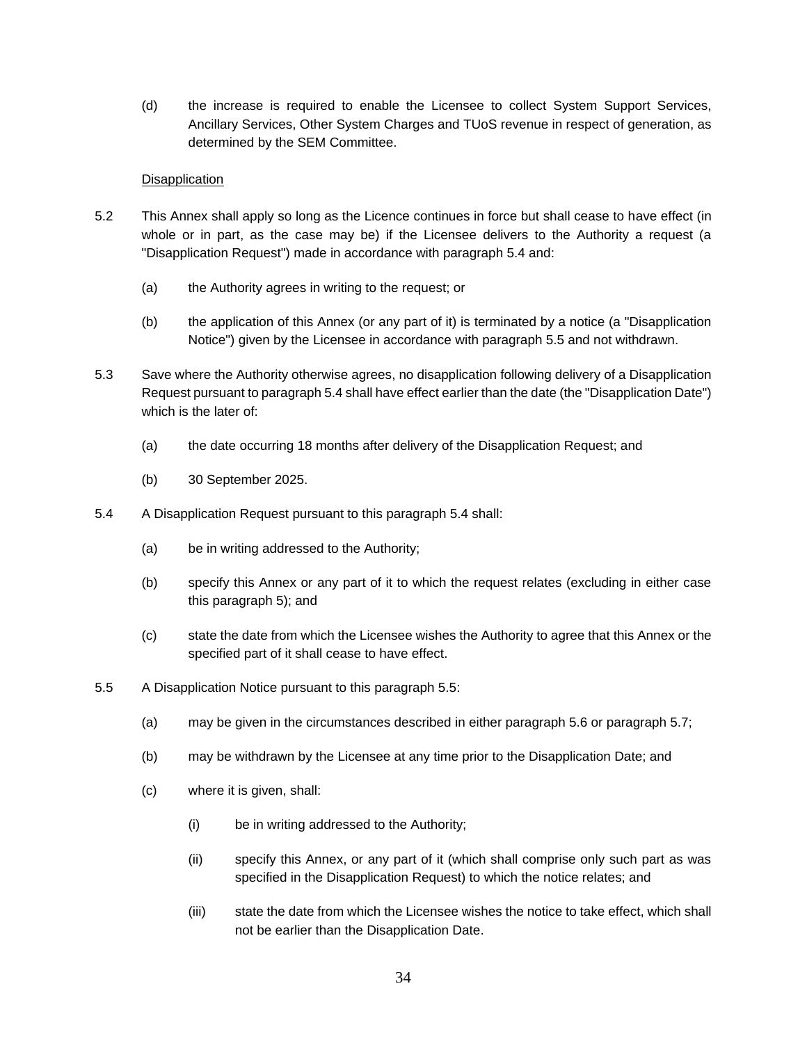(d) the increase is required to enable the Licensee to collect System Support Services, Ancillary Services, Other System Charges and TUoS revenue in respect of generation, as determined by the SEM Committee.

Disapplication

5.2 This Annex shall apply so long as the Licence continues in force but shall cease to have effect (in whole or in part, as the case may be) if the Licensee delivers to the Authority a request (a "Disapplication Request") made in accordance with paragraph 5.4 and:

(a) the Authority agrees in writing to the request; or

(b) the application of this Annex (or any part of it) is terminated by a notice (a "Disapplication Notice") given by the Licensee in accordance with paragraph 5.5 and not withdrawn.

5.3 Save where the Authority otherwise agrees, no disapplication following delivery of a Disapplication Request pursuant to paragraph 5.4 shall have effect earlier than the date (the "Disapplication Date") which is the later of:

(a) the date occurring 18 months after delivery of the Disapplication Request; and

(b) 30 September 2025.

5.4 A Disapplication Request pursuant to this paragraph 5.4 shall:

(a) be in writing addressed to the Authority;

(b) specify this Annex or any part of it to which the request relates (excluding in either case this paragraph 5); and

(c) state the date from which the Licensee wishes the Authority to agree that this Annex or the specified part of it shall cease to have effect.

5.5 A Disapplication Notice pursuant to this paragraph 5.5:

(a) may be given in the circumstances described in either paragraph 5.6 or paragraph 5.7;

(b) may be withdrawn by the Licensee at any time prior to the Disapplication Date; and

(c) where it is given, shall:

(i) be in writing addressed to the Authority;

(ii) specify this Annex, or any part of it (which shall comprise only such part as was specified in the Disapplication Request) to which the notice relates; and

(iii) state the date from which the Licensee wishes the notice to take effect, which shall not be earlier than the Disapplication Date.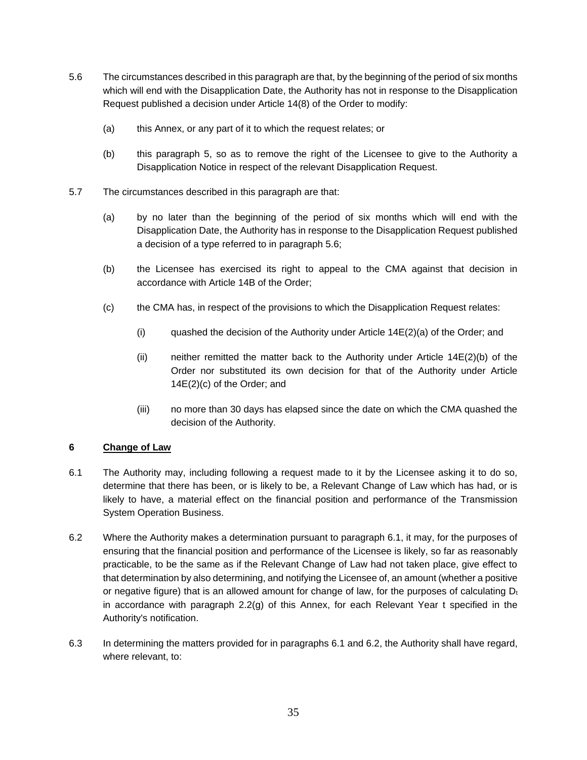5.6 The circumstances described in this paragraph are that, by the beginning of the period of six months which will end with the Disapplication Date, the Authority has not in response to the Disapplication Request published a decision under Article 14(8) of the Order to modify:

(a) this Annex, or any part of it to which the request relates; or

(b) this paragraph 5, so as to remove the right of the Licensee to give to the Authority a Disapplication Notice in respect of the relevant Disapplication Request.

5.7 The circumstances described in this paragraph are that:

(a) by no later than the beginning of the period of six months which will end with the Disapplication Date, the Authority has in response to the Disapplication Request published a decision of a type referred to in paragraph 5.6;

(b) the Licensee has exercised its right to appeal to the CMA against that decision in accordance with Article 14B of the Order;

(c) the CMA has, in respect of the provisions to which the Disapplication Request relates:

(i) quashed the decision of the Authority under Article 14E(2)(a) of the Order; and

(ii) neither remitted the matter back to the Authority under Article 14E(2)(b) of the Order nor substituted its own decision for that of the Authority under Article 14E(2)(c) of the Order; and

(iii) no more than 30 days has elapsed since the date on which the CMA quashed the decision of the Authority.

## 6 <u>Change of Law</u>

6.1 The Authority may, including following a request made to it by the Licensee asking it to do so, determine that there has been, or is likely to be, a Relevant Change of Law which has had, or is likely to have, a material effect on the financial position and performance of the Transmission System Operation Business.

6.2 Where the Authority makes a determination pursuant to paragraph 6.1, it may, for the purposes of ensuring that the financial position and performance of the Licensee is likely, so far as reasonably practicable, to be the same as if the Relevant Change of Law had not taken place, give effect to that determination by also determining, and notifying the Licensee of, an amount (whether a positive or negative figure) that is an allowed amount for change of law, for the purposes of calculating $D_t$ in accordance with paragraph 2.2(g) of this Annex, for each Relevant Year t specified in the Authority's notification.

6.3 In determining the matters provided for in paragraphs 6.1 and 6.2, the Authority shall have regard, where relevant, to: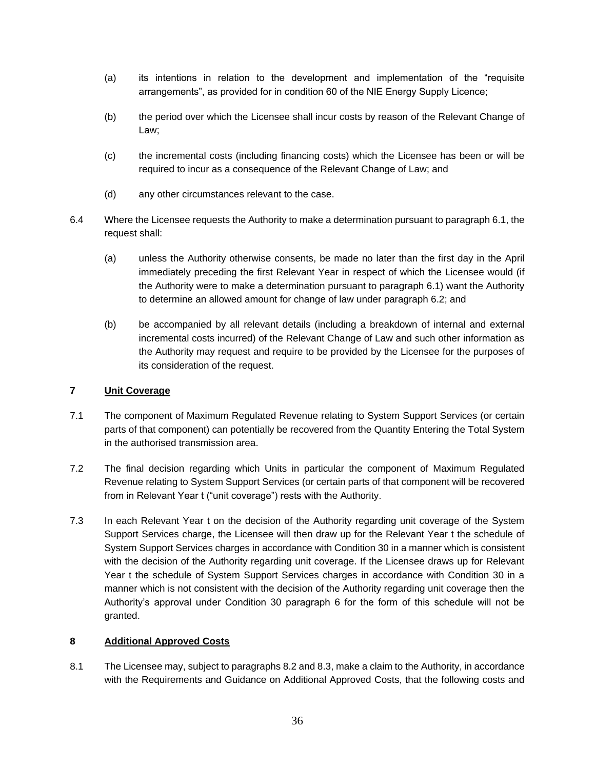(a) its intentions in relation to the development and implementation of the "requisite arrangements", as provided for in condition 60 of the NIE Energy Supply Licence;

(b) the period over which the Licensee shall incur costs by reason of the Relevant Change of Law;

(c) the incremental costs (including financing costs) which the Licensee has been or will be required to incur as a consequence of the Relevant Change of Law; and

(d) any other circumstances relevant to the case.

6.4 Where the Licensee requests the Authority to make a determination pursuant to paragraph 6.1, the request shall:

(a) unless the Authority otherwise consents, be made no later than the first day in the April immediately preceding the first Relevant Year in respect of which the Licensee would (if the Authority were to make a determination pursuant to paragraph 6.1) want the Authority to determine an allowed amount for change of law under paragraph 6.2; and

(b) be accompanied by all relevant details (including a breakdown of internal and external incremental costs incurred) of the Relevant Change of Law and such other information as the Authority may request and require to be provided by the Licensee for the purposes of its consideration of the request.

## 7 Unit Coverage

7.1 The component of Maximum Regulated Revenue relating to System Support Services (or certain parts of that component) can potentially be recovered from the Quantity Entering the Total System in the authorised transmission area.

7.2 The final decision regarding which Units in particular the component of Maximum Regulated Revenue relating to System Support Services (or certain parts of that component will be recovered from in Relevant Year t ("unit coverage") rests with the Authority.

7.3 In each Relevant Year t on the decision of the Authority regarding unit coverage of the System Support Services charge, the Licensee will then draw up for the Relevant Year t the schedule of System Support Services charges in accordance with Condition 30 in a manner which is consistent with the decision of the Authority regarding unit coverage. If the Licensee draws up for Relevant Year t the schedule of System Support Services charges in accordance with Condition 30 in a manner which is not consistent with the decision of the Authority regarding unit coverage then the Authority's approval under Condition 30 paragraph 6 for the form of this schedule will not be granted.

## 8 Additional Approved Costs

8.1 The Licensee may, subject to paragraphs 8.2 and 8.3, make a claim to the Authority, in accordance with the Requirements and Guidance on Additional Approved Costs, that the following costs and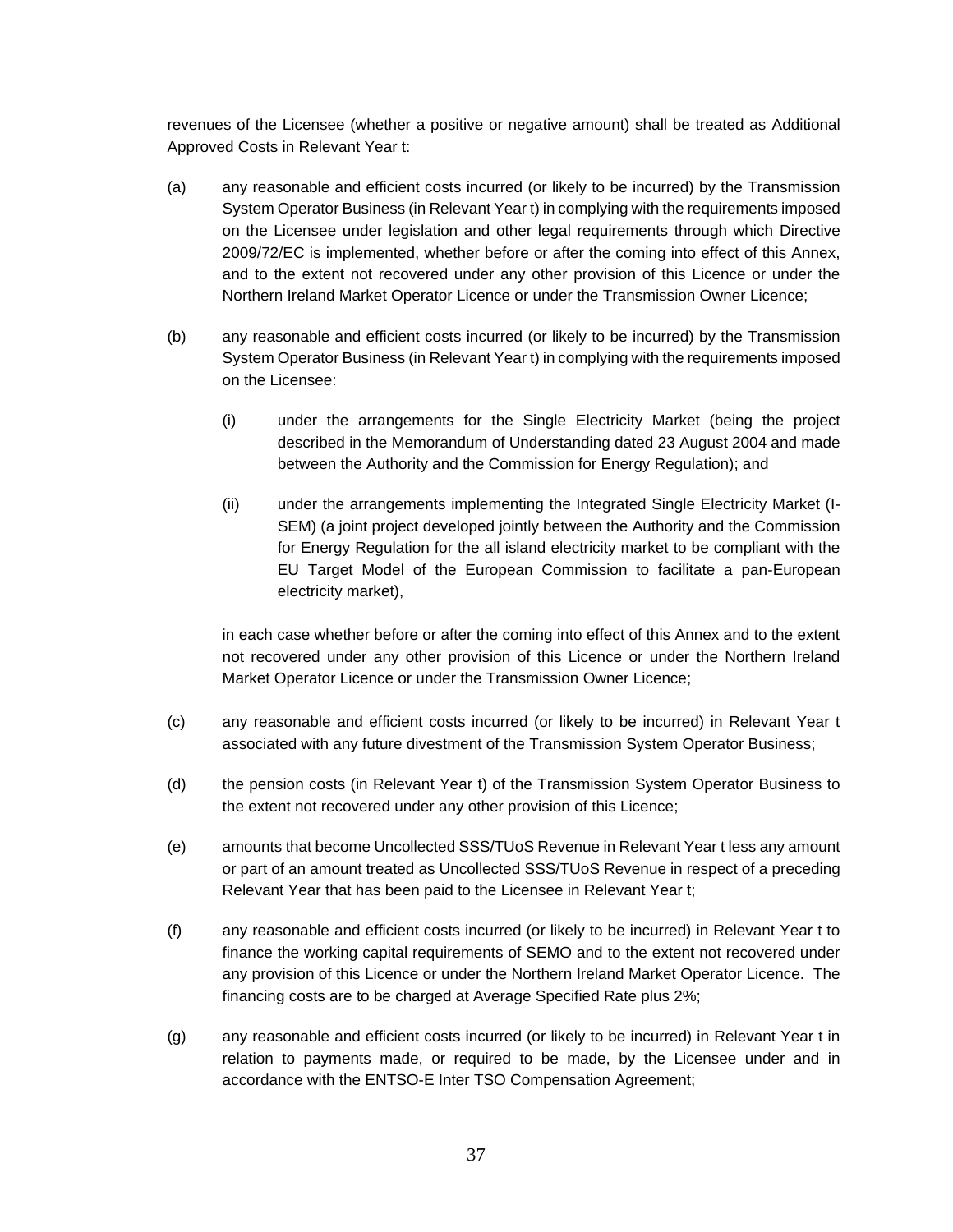revenues of the Licensee (whether a positive or negative amount) shall be treated as Additional Approved Costs in Relevant Year t:

(a) any reasonable and efficient costs incurred (or likely to be incurred) by the Transmission System Operator Business (in Relevant Year t) in complying with the requirements imposed on the Licensee under legislation and other legal requirements through which Directive 2009/72/EC is implemented, whether before or after the coming into effect of this Annex, and to the extent not recovered under any other provision of this Licence or under the Northern Ireland Market Operator Licence or under the Transmission Owner Licence;

(b) any reasonable and efficient costs incurred (or likely to be incurred) by the Transmission System Operator Business (in Relevant Year t) in complying with the requirements imposed on the Licensee:

  (i) under the arrangements for the Single Electricity Market (being the project described in the Memorandum of Understanding dated 23 August 2004 and made between the Authority and the Commission for Energy Regulation); and

  (ii) under the arrangements implementing the Integrated Single Electricity Market (I-SEM) (a joint project developed jointly between the Authority and the Commission for Energy Regulation for the all island electricity market to be compliant with the EU Target Model of the European Commission to facilitate a pan-European electricity market),

  in each case whether before or after the coming into effect of this Annex and to the extent not recovered under any other provision of this Licence or under the Northern Ireland Market Operator Licence or under the Transmission Owner Licence;

(c) any reasonable and efficient costs incurred (or likely to be incurred) in Relevant Year t associated with any future divestment of the Transmission System Operator Business;

(d) the pension costs (in Relevant Year t) of the Transmission System Operator Business to the extent not recovered under any other provision of this Licence;

(e) amounts that become Uncollected SSS/TUoS Revenue in Relevant Year t less any amount or part of an amount treated as Uncollected SSS/TUoS Revenue in respect of a preceding Relevant Year that has been paid to the Licensee in Relevant Year t;

(f) any reasonable and efficient costs incurred (or likely to be incurred) in Relevant Year t to finance the working capital requirements of SEMO and to the extent not recovered under any provision of this Licence or under the Northern Ireland Market Operator Licence. The financing costs are to be charged at Average Specified Rate plus 2%;

(g) any reasonable and efficient costs incurred (or likely to be incurred) in Relevant Year t in relation to payments made, or required to be made, by the Licensee under and in accordance with the ENTSO-E Inter TSO Compensation Agreement;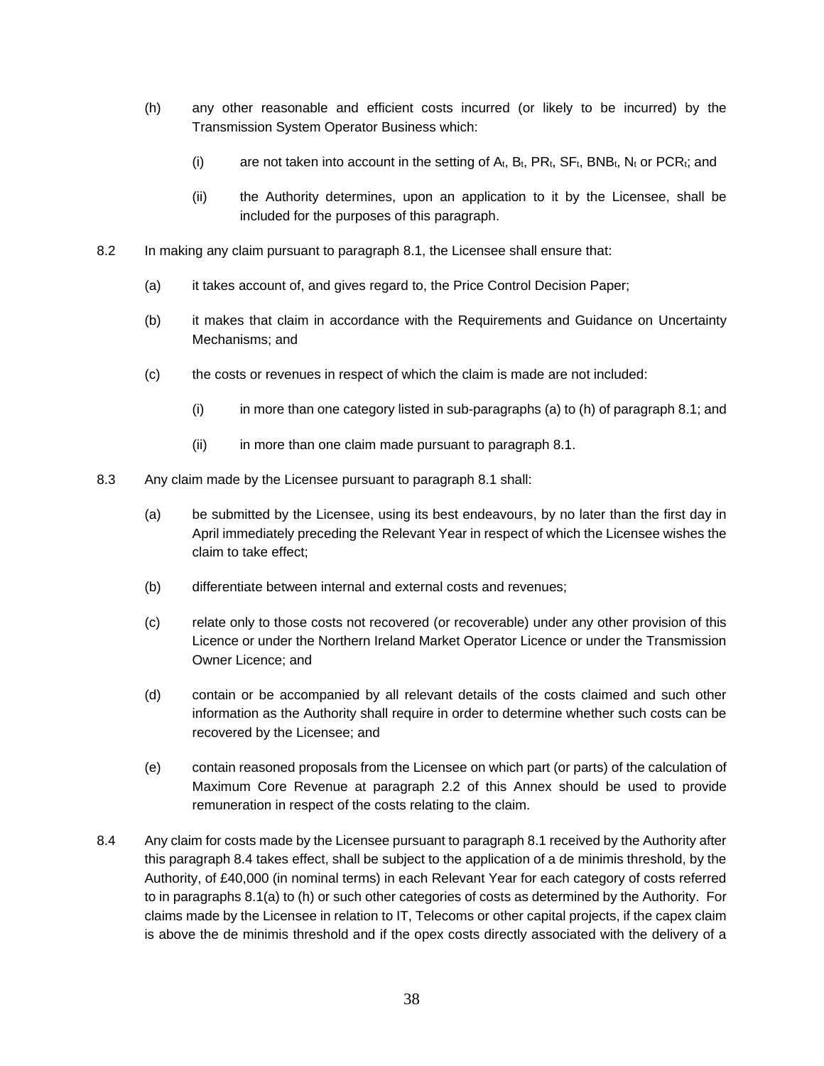(h) any other reasonable and efficient costs incurred (or likely to be incurred) by the Transmission System Operator Business which:

  (i) are not taken into account in the setting of $A_t$, $B_t$, $PR_t$, $SF_t$, $BNB_t$, $N_t$ or $PCR_t$; and

  (ii) the Authority determines, upon an application to it by the Licensee, shall be included for the purposes of this paragraph.

8.2 In making any claim pursuant to paragraph 8.1, the Licensee shall ensure that:

(a) it takes account of, and gives regard to, the Price Control Decision Paper;

(b) it makes that claim in accordance with the Requirements and Guidance on Uncertainty Mechanisms; and

(c) the costs or revenues in respect of which the claim is made are not included:

  (i) in more than one category listed in sub-paragraphs (a) to (h) of paragraph 8.1; and

  (ii) in more than one claim made pursuant to paragraph 8.1.

8.3 Any claim made by the Licensee pursuant to paragraph 8.1 shall:

(a) be submitted by the Licensee, using its best endeavours, by no later than the first day in April immediately preceding the Relevant Year in respect of which the Licensee wishes the claim to take effect;

(b) differentiate between internal and external costs and revenues;

(c) relate only to those costs not recovered (or recoverable) under any other provision of this Licence or under the Northern Ireland Market Operator Licence or under the Transmission Owner Licence; and

(d) contain or be accompanied by all relevant details of the costs claimed and such other information as the Authority shall require in order to determine whether such costs can be recovered by the Licensee; and

(e) contain reasoned proposals from the Licensee on which part (or parts) of the calculation of Maximum Core Revenue at paragraph 2.2 of this Annex should be used to provide remuneration in respect of the costs relating to the claim.

8.4 Any claim for costs made by the Licensee pursuant to paragraph 8.1 received by the Authority after this paragraph 8.4 takes effect, shall be subject to the application of a de minimis threshold, by the Authority, of £40,000 (in nominal terms) in each Relevant Year for each category of costs referred to in paragraphs 8.1(a) to (h) or such other categories of costs as determined by the Authority. For claims made by the Licensee in relation to IT, Telecoms or other capital projects, if the capex claim is above the de minimis threshold and if the opex costs directly associated with the delivery of a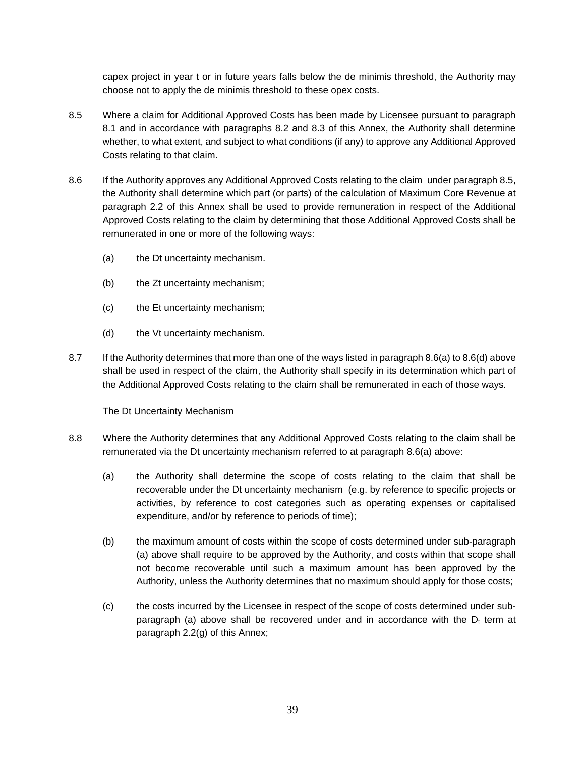capex project in year t or in future years falls below the de minimis threshold, the Authority may choose not to apply the de minimis threshold to these opex costs.

8.5 Where a claim for Additional Approved Costs has been made by Licensee pursuant to paragraph 8.1 and in accordance with paragraphs 8.2 and 8.3 of this Annex, the Authority shall determine whether, to what extent, and subject to what conditions (if any) to approve any Additional Approved Costs relating to that claim.

8.6 If the Authority approves any Additional Approved Costs relating to the claim under paragraph 8.5, the Authority shall determine which part (or parts) of the calculation of Maximum Core Revenue at paragraph 2.2 of this Annex shall be used to provide remuneration in respect of the Additional Approved Costs relating to the claim by determining that those Additional Approved Costs shall be remunerated in one or more of the following ways:

(a) the Dt uncertainty mechanism.

(b) the Zt uncertainty mechanism;

(c) the Et uncertainty mechanism;

(d) the Vt uncertainty mechanism.

8.7 If the Authority determines that more than one of the ways listed in paragraph 8.6(a) to 8.6(d) above shall be used in respect of the claim, the Authority shall specify in its determination which part of the Additional Approved Costs relating to the claim shall be remunerated in each of those ways.

The Dt Uncertainty Mechanism

8.8 Where the Authority determines that any Additional Approved Costs relating to the claim shall be remunerated via the Dt uncertainty mechanism referred to at paragraph 8.6(a) above:

(a) the Authority shall determine the scope of costs relating to the claim that shall be recoverable under the Dt uncertainty mechanism (e.g. by reference to specific projects or activities, by reference to cost categories such as operating expenses or capitalised expenditure, and/or by reference to periods of time);

(b) the maximum amount of costs within the scope of costs determined under sub-paragraph (a) above shall require to be approved by the Authority, and costs within that scope shall not become recoverable until such a maximum amount has been approved by the Authority, unless the Authority determines that no maximum should apply for those costs;

(c) the costs incurred by the Licensee in respect of the scope of costs determined under sub-paragraph (a) above shall be recovered under and in accordance with the $D_t$ term at paragraph 2.2(g) of this Annex;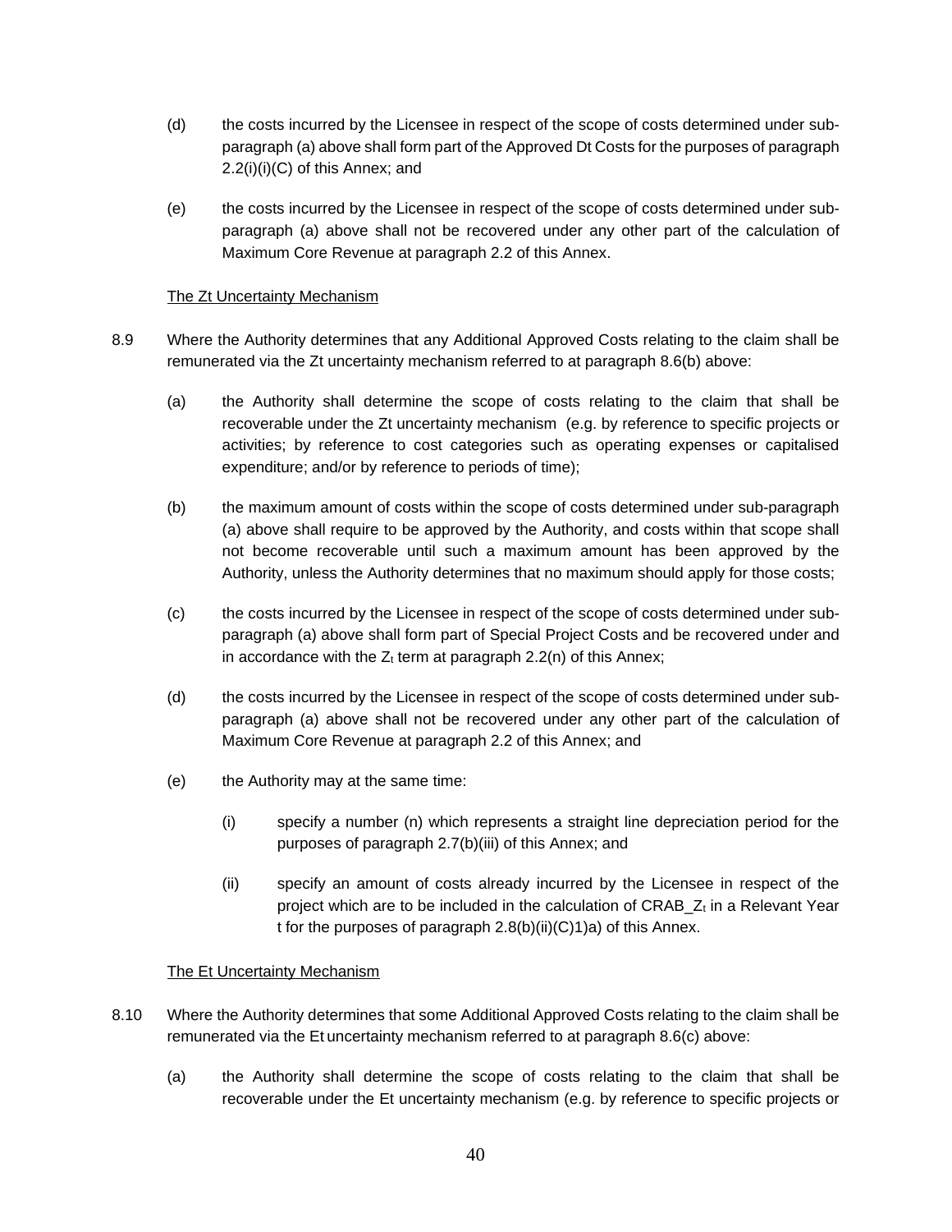(d) the costs incurred by the Licensee in respect of the scope of costs determined under sub-paragraph (a) above shall form part of the Approved Dt Costs for the purposes of paragraph 2.2(i)(i)(C) of this Annex; and

(e) the costs incurred by the Licensee in respect of the scope of costs determined under sub-paragraph (a) above shall not be recovered under any other part of the calculation of Maximum Core Revenue at paragraph 2.2 of this Annex.

The Zt Uncertainty Mechanism

8.9 Where the Authority determines that any Additional Approved Costs relating to the claim shall be remunerated via the Zt uncertainty mechanism referred to at paragraph 8.6(b) above:

(a) the Authority shall determine the scope of costs relating to the claim that shall be recoverable under the Zt uncertainty mechanism (e.g. by reference to specific projects or activities; by reference to cost categories such as operating expenses or capitalised expenditure; and/or by reference to periods of time);

(b) the maximum amount of costs within the scope of costs determined under sub-paragraph (a) above shall require to be approved by the Authority, and costs within that scope shall not become recoverable until such a maximum amount has been approved by the Authority, unless the Authority determines that no maximum should apply for those costs;

(c) the costs incurred by the Licensee in respect of the scope of costs determined under sub-paragraph (a) above shall form part of Special Project Costs and be recovered under and in accordance with the $Z_t$ term at paragraph 2.2(n) of this Annex;

(d) the costs incurred by the Licensee in respect of the scope of costs determined under sub-paragraph (a) above shall not be recovered under any other part of the calculation of Maximum Core Revenue at paragraph 2.2 of this Annex; and

(e) the Authority may at the same time:

(i) specify a number (n) which represents a straight line depreciation period for the purposes of paragraph 2.7(b)(iii) of this Annex; and

(ii) specify an amount of costs already incurred by the Licensee in respect of the project which are to be included in the calculation of $CRAB\_Z_t$ in a Relevant Year t for the purposes of paragraph 2.8(b)(ii)(C)1)a) of this Annex.

The Et Uncertainty Mechanism

8.10 Where the Authority determines that some Additional Approved Costs relating to the claim shall be remunerated via the Et uncertainty mechanism referred to at paragraph 8.6(c) above:

(a) the Authority shall determine the scope of costs relating to the claim that shall be recoverable under the Et uncertainty mechanism (e.g. by reference to specific projects or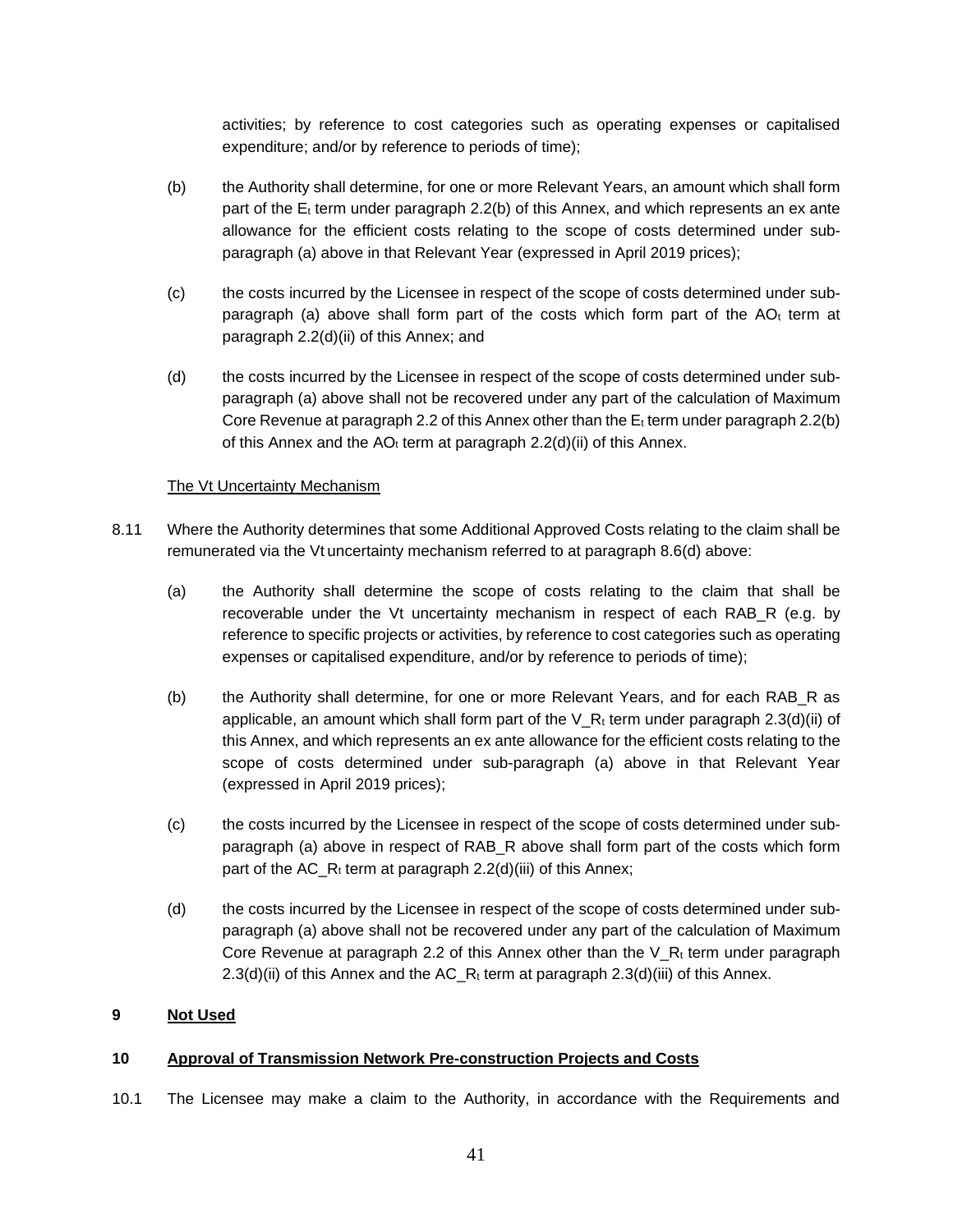activities; by reference to cost categories such as operating expenses or capitalised expenditure; and/or by reference to periods of time);

(b) the Authority shall determine, for one or more Relevant Years, an amount which shall form part of the $E_t$ term under paragraph 2.2(b) of this Annex, and which represents an ex ante allowance for the efficient costs relating to the scope of costs determined under sub-paragraph (a) above in that Relevant Year (expressed in April 2019 prices);

(c) the costs incurred by the Licensee in respect of the scope of costs determined under sub-paragraph (a) above shall form part of the costs which form part of the $AO_t$ term at paragraph 2.2(d)(ii) of this Annex; and

(d) the costs incurred by the Licensee in respect of the scope of costs determined under sub-paragraph (a) above shall not be recovered under any part of the calculation of Maximum Core Revenue at paragraph 2.2 of this Annex other than the $E_t$ term under paragraph 2.2(b) of this Annex and the $AO_t$ term at paragraph 2.2(d)(ii) of this Annex.

<u>The Vt Uncertainty Mechanism</u>

8.11 Where the Authority determines that some Additional Approved Costs relating to the claim shall be remunerated via the Vt uncertainty mechanism referred to at paragraph 8.6(d) above:

(a) the Authority shall determine the scope of costs relating to the claim that shall be recoverable under the Vt uncertainty mechanism in respect of each RAB_R (e.g. by reference to specific projects or activities, by reference to cost categories such as operating expenses or capitalised expenditure, and/or by reference to periods of time);

(b) the Authority shall determine, for one or more Relevant Years, and for each RAB_R as applicable, an amount which shall form part of the $V\_R_t$ term under paragraph 2.3(d)(ii) of this Annex, and which represents an ex ante allowance for the efficient costs relating to the scope of costs determined under sub-paragraph (a) above in that Relevant Year (expressed in April 2019 prices);

(c) the costs incurred by the Licensee in respect of the scope of costs determined under sub-paragraph (a) above in respect of RAB_R above shall form part of the costs which form part of the $AC\_R_t$ term at paragraph 2.2(d)(iii) of this Annex;

(d) the costs incurred by the Licensee in respect of the scope of costs determined under sub-paragraph (a) above shall not be recovered under any part of the calculation of Maximum Core Revenue at paragraph 2.2 of this Annex other than the $V\_R_t$ term under paragraph 2.3(d)(ii) of this Annex and the $AC\_R_t$ term at paragraph 2.3(d)(iii) of this Annex.

## 9 <u>Not Used</u>

## 10 <u>Approval of Transmission Network Pre-construction Projects and Costs</u>

10.1 The Licensee may make a claim to the Authority, in accordance with the Requirements and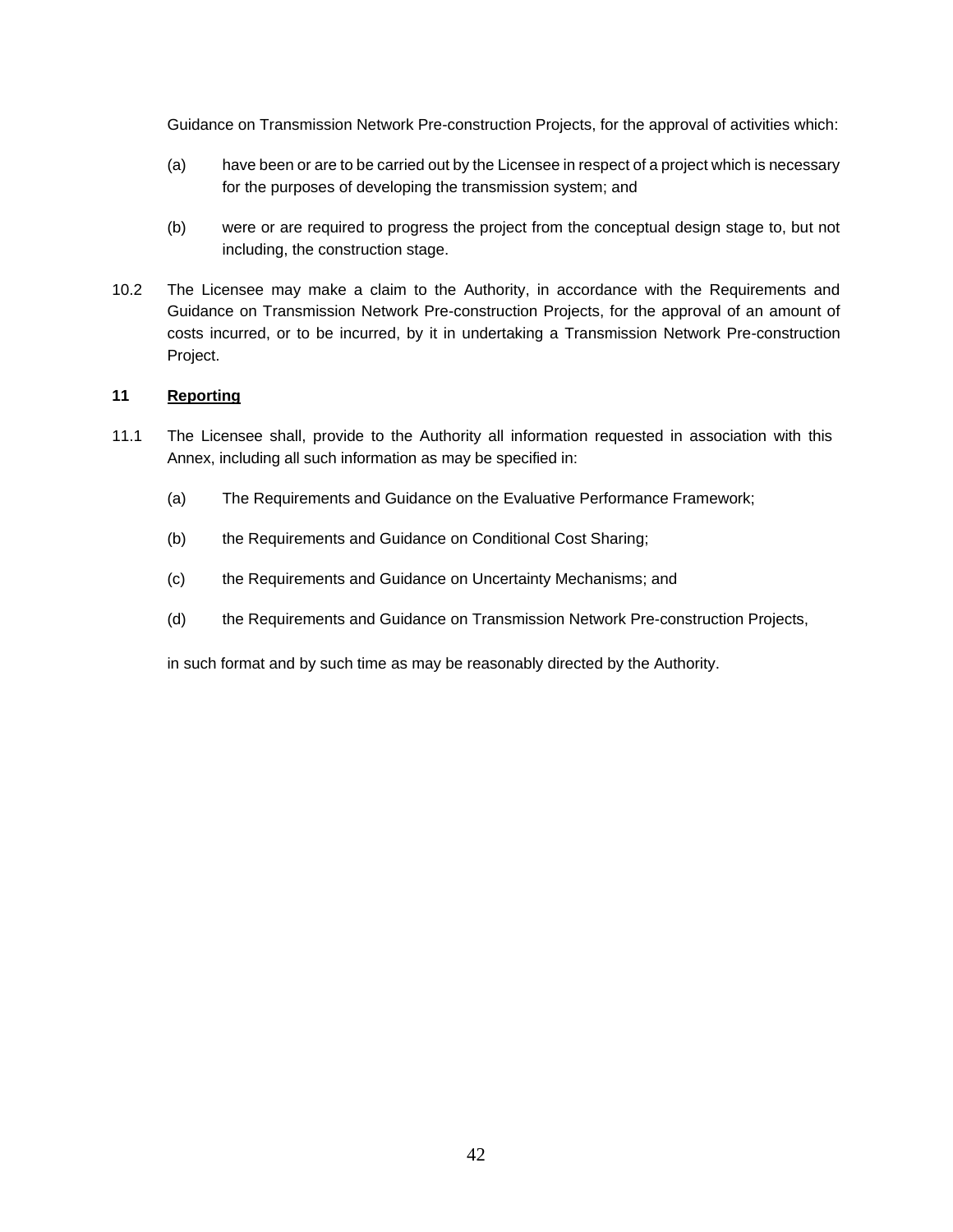Guidance on Transmission Network Pre-construction Projects, for the approval of activities which:

(a) have been or are to be carried out by the Licensee in respect of a project which is necessary for the purposes of developing the transmission system; and

(b) were or are required to progress the project from the conceptual design stage to, but not including, the construction stage.

10.2 The Licensee may make a claim to the Authority, in accordance with the Requirements and Guidance on Transmission Network Pre-construction Projects, for the approval of an amount of costs incurred, or to be incurred, by it in undertaking a Transmission Network Pre-construction Project.

## 11 Reporting

11.1 The Licensee shall, provide to the Authority all information requested in association with this Annex, including all such information as may be specified in:

(a) The Requirements and Guidance on the Evaluative Performance Framework;

(b) the Requirements and Guidance on Conditional Cost Sharing;

(c) the Requirements and Guidance on Uncertainty Mechanisms; and

(d) the Requirements and Guidance on Transmission Network Pre-construction Projects,

in such format and by such time as may be reasonably directed by the Authority.